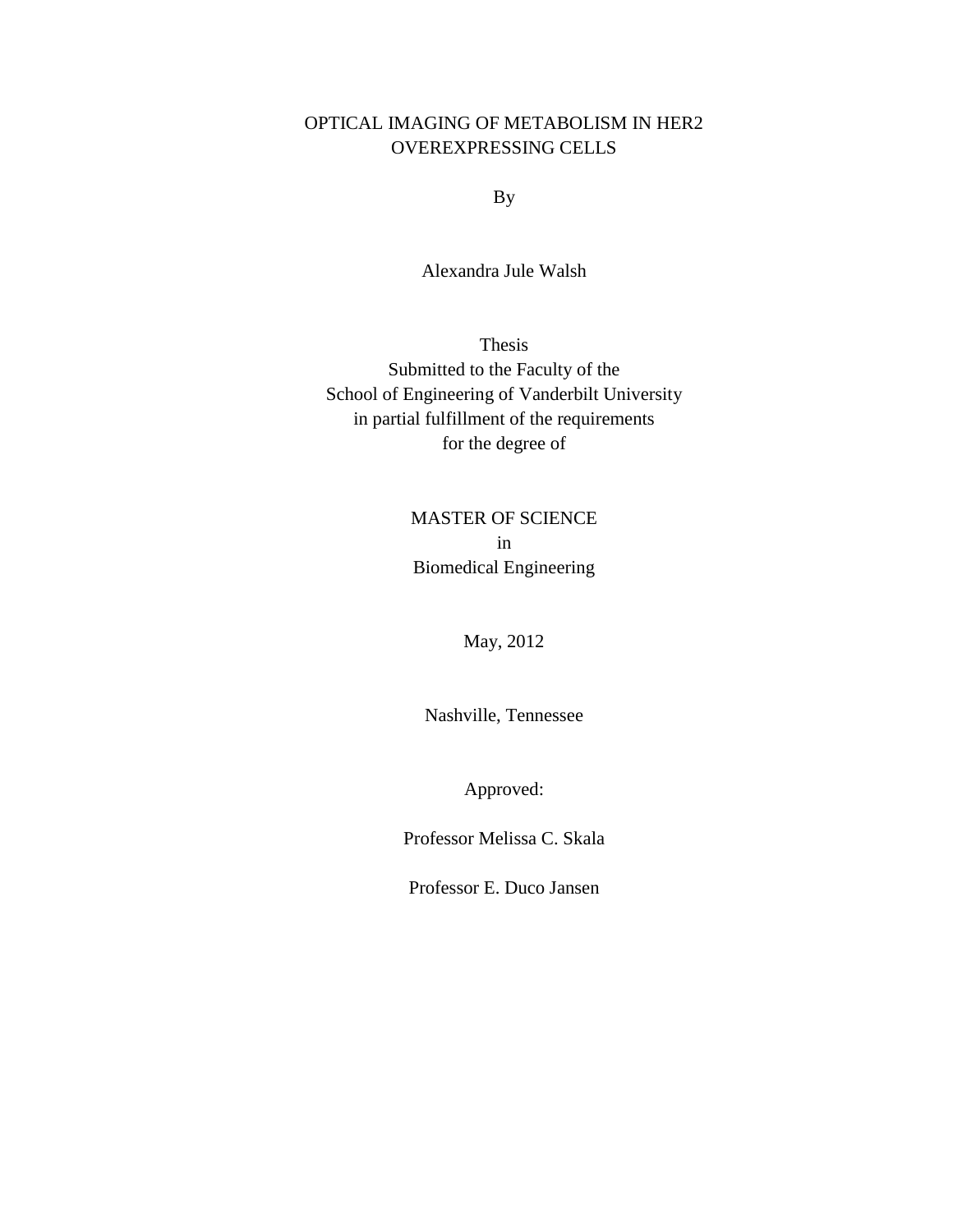# OPTICAL IMAGING OF METABOLISM IN HER2 OVEREXPRESSING CELLS

By

Alexandra Jule Walsh

Thesis

Submitted to the Faculty of the

School of Engineering of Vanderbilt University

in partial fulfillment of the requirements

for the degree of

MASTER OF SCIENCE

in

Biomedical Engineering

May, 2012

Nashville, Tennessee

Approved:

Professor Melissa C. Skala

Professor E. Duco Jansen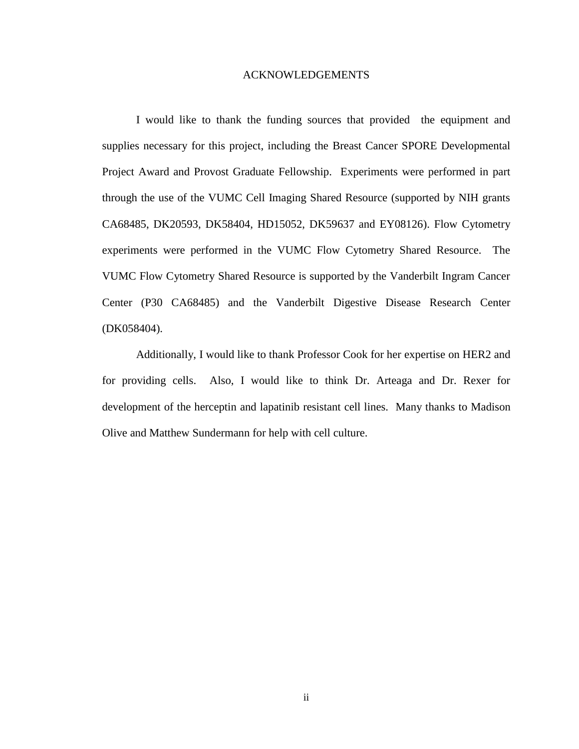# ACKNOWLEDGEMENTS

I would like to thank the funding sources that provided the equipment and supplies necessary for this project, including the Breast Cancer SPORE Developmental Project Award and Provost Graduate Fellowship. Experiments were performed in part through the use of the VUMC Cell Imaging Shared Resource (supported by NIH grants CA68485, DK20593, DK58404, HD15052, DK59637 and EY08126). Flow Cytometry experiments were performed in the VUMC Flow Cytometry Shared Resource. The VUMC Flow Cytometry Shared Resource is supported by the Vanderbilt Ingram Cancer Center (P30 CA68485) and the Vanderbilt Digestive Disease Research Center (DK058404).

Additionally, I would like to thank Professor Cook for her expertise on HER2 and for providing cells. Also, I would like to think Dr. Arteaga and Dr. Rexer for development of the herceptin and lapatinib resistant cell lines. Many thanks to Madison Olive and Matthew Sundermann for help with cell culture.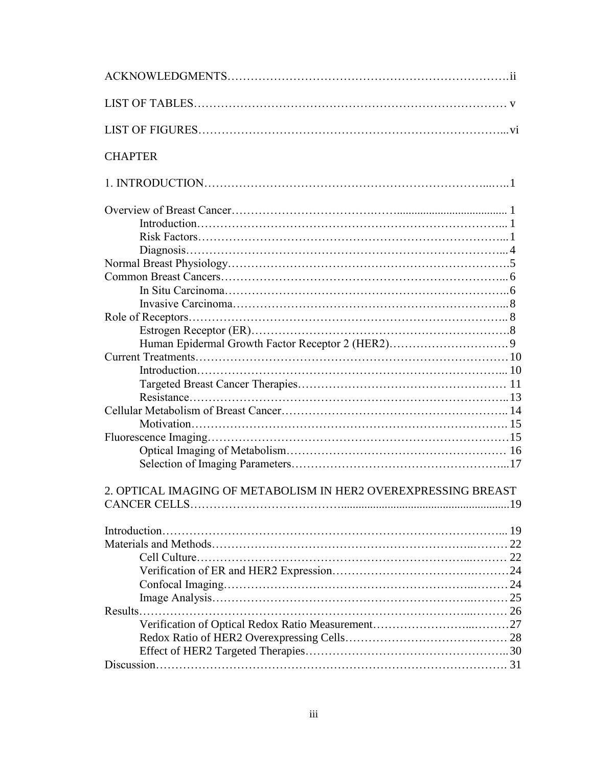ACKNOWLEDGMENTS....................................................................ii

LIST OF TABLES....................................................................v

LIST OF FIGURES....................................................................vi

CHAPTER

1. INTRODUCTION....................................................................1

Overview of Breast Cancer....................................................................1
- Introduction....................................................................1
- Risk Factors....................................................................1
- Diagnosis....................................................................4

Normal Breast Physiology....................................................................5

Common Breast Cancers....................................................................6
- In Situ Carcinoma....................................................................6
- Invasive Carcinoma....................................................................8

Role of Receptors....................................................................8
- Estrogen Receptor (ER)....................................................................8
- Human Epidermal Growth Factor Receptor 2 (HER2)....................................................................9

Current Treatments....................................................................10
- Introduction....................................................................10
- Targeted Breast Cancer Therapies....................................................................11
- Resistance....................................................................13

Cellular Metabolism of Breast Cancer....................................................................14
- Motivation....................................................................15

Fluorescence Imaging....................................................................15
- Optical Imaging of Metabolism....................................................................16
- Selection of Imaging Parameters....................................................................17

2. OPTICAL IMAGING OF METABOLISM IN HER2 OVEREXPRESSING BREAST CANCER CELLS....................................................................19

Introduction....................................................................19

Materials and Methods....................................................................22
- Cell Culture....................................................................22
- Verification of ER and HER2 Expression....................................................................24
- Confocal Imaging....................................................................24
- Image Analysis....................................................................25

Results....................................................................26
- Verification of Optical Redox Ratio Measurement....................................................................27
- Redox Ratio of HER2 Overexpressing Cells....................................................................28
- Effect of HER2 Targeted Therapies....................................................................30

Discussion....................................................................31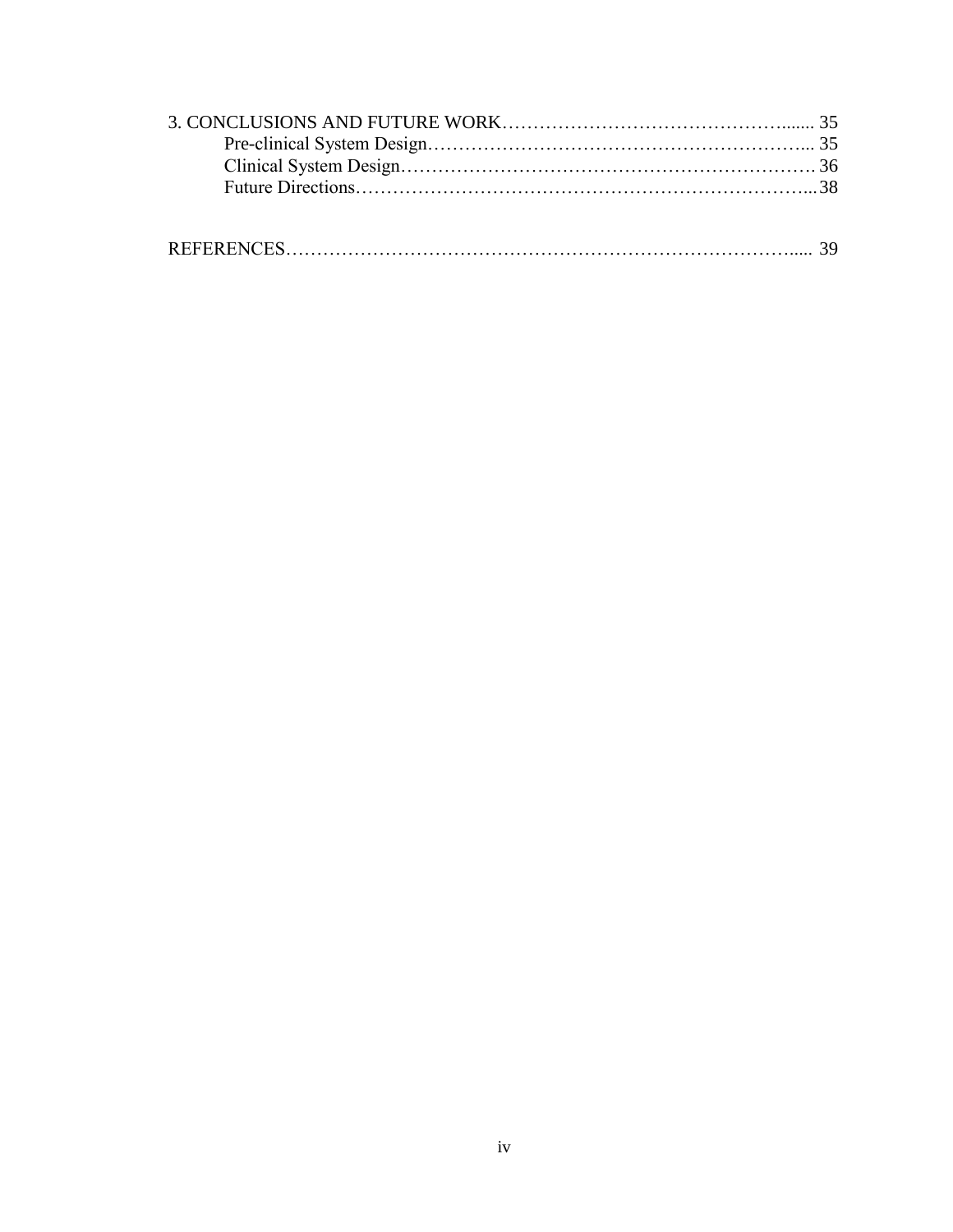3. CONCLUSIONS AND FUTURE WORK ........................................................ 35
    Pre-clinical System Design ........................................................ 35
    Clinical System Design ........................................................ 36
    Future Directions ........................................................ 38

REFERENCES ........................................................ 39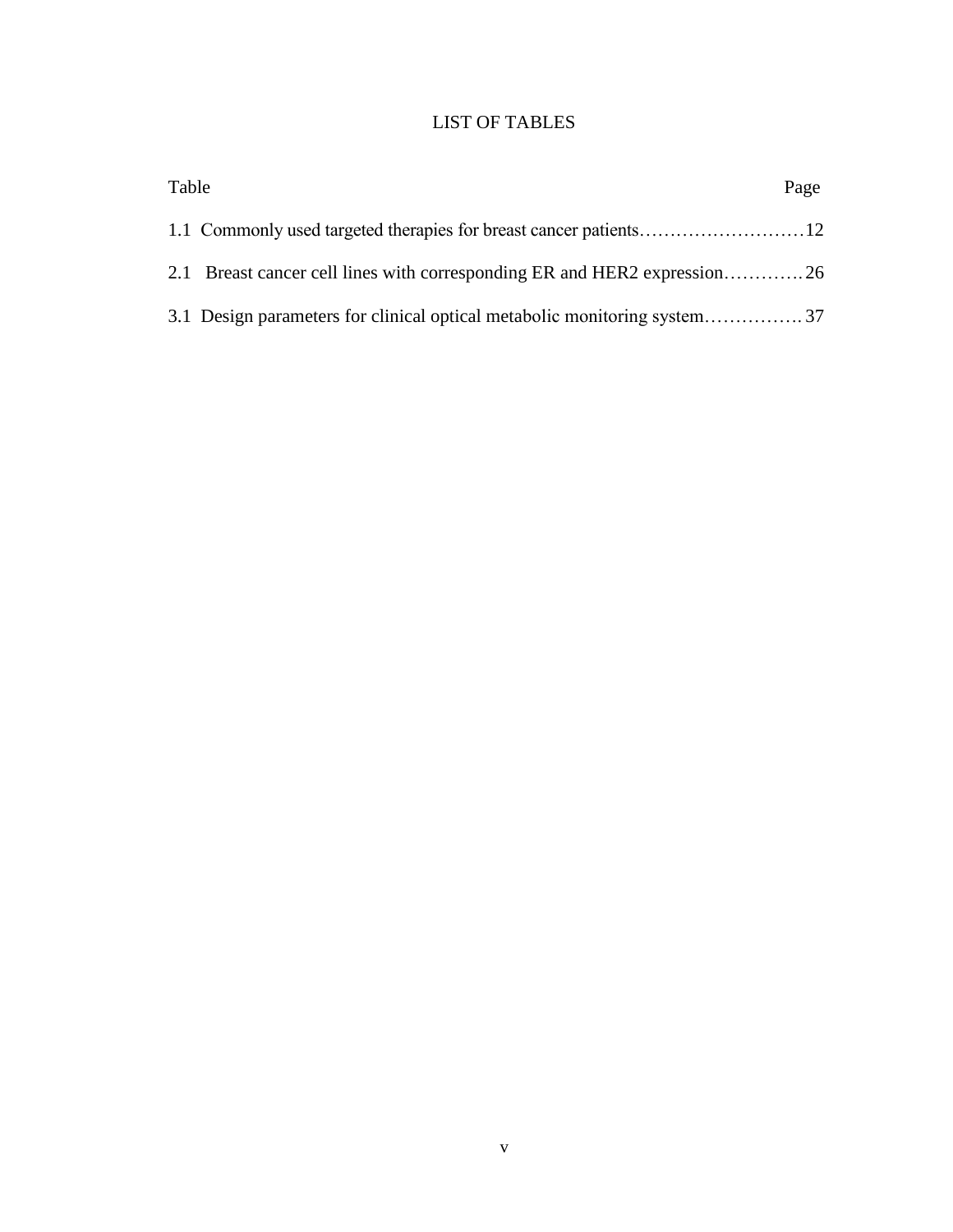# LIST OF TABLES

| Table | Page |
| --- | --- |
| 1.1 Commonly used targeted therapies for breast cancer patients | 12 |
| 2.1 Breast cancer cell lines with corresponding ER and HER2 expression | 26 |
| 3.1 Design parameters for clinical optical metabolic monitoring system | 37 |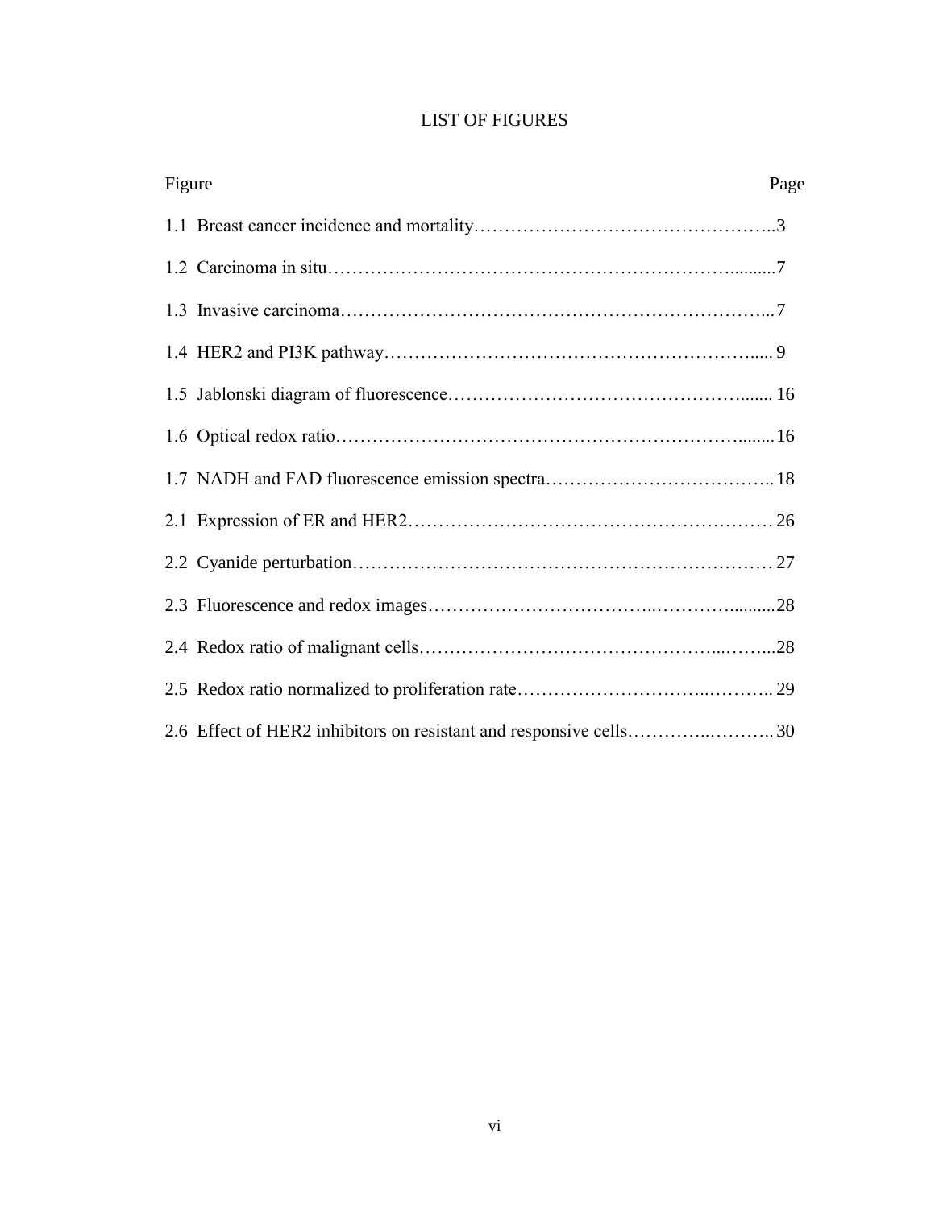# LIST OF FIGURES

| Figure | Page |
|---|---|
| 1.1 Breast cancer incidence and mortality | 3 |
| 1.2 Carcinoma in situ | 7 |
| 1.3 Invasive carcinoma | 7 |
| 1.4 HER2 and PI3K pathway | 9 |
| 1.5 Jablonski diagram of fluorescence | 16 |
| 1.6 Optical redox ratio | 16 |
| 1.7 NADH and FAD fluorescence emission spectra | 18 |
| 2.1 Expression of ER and HER2 | 26 |
| 2.2 Cyanide perturbation | 27 |
| 2.3 Fluorescence and redox images | 28 |
| 2.4 Redox ratio of malignant cells | 28 |
| 2.5 Redox ratio normalized to proliferation rate | 29 |
| 2.6 Effect of HER2 inhibitors on resistant and responsive cells | 30 |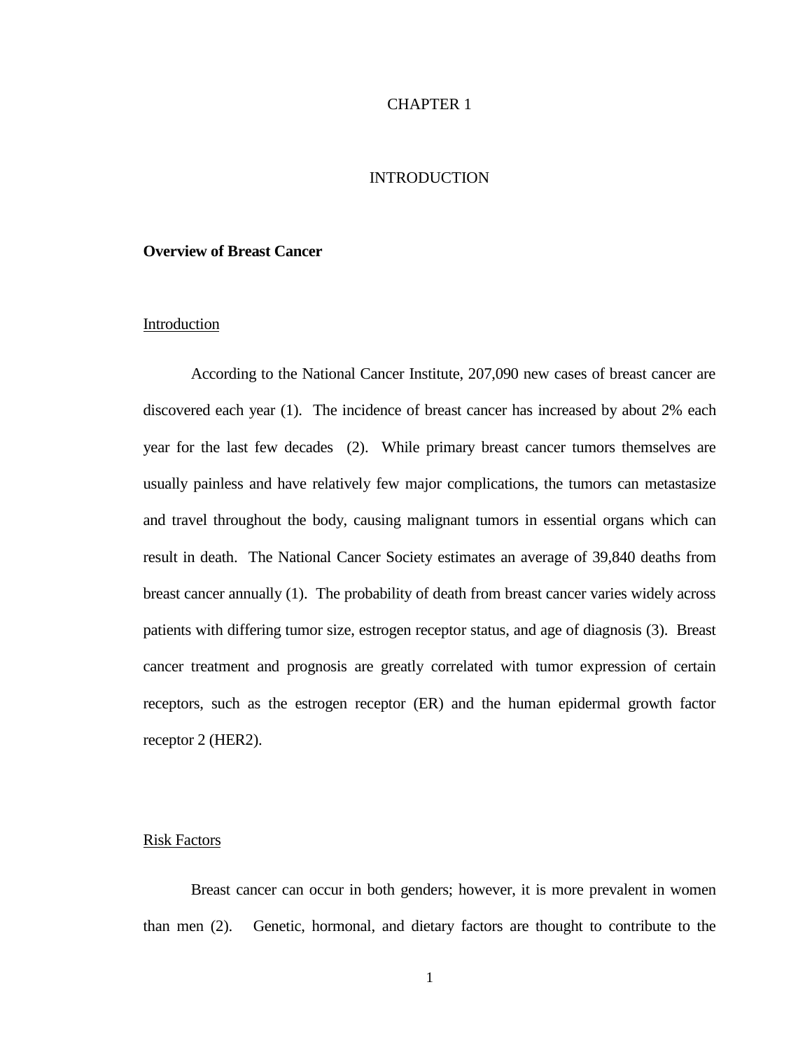# CHAPTER 1

# INTRODUCTION

## Overview of Breast Cancer

### Introduction

According to the National Cancer Institute, 207,090 new cases of breast cancer are discovered each year (1). The incidence of breast cancer has increased by about 2% each year for the last few decades (2). While primary breast cancer tumors themselves are usually painless and have relatively few major complications, the tumors can metastasize and travel throughout the body, causing malignant tumors in essential organs which can result in death. The National Cancer Society estimates an average of 39,840 deaths from breast cancer annually (1). The probability of death from breast cancer varies widely across patients with differing tumor size, estrogen receptor status, and age of diagnosis (3). Breast cancer treatment and prognosis are greatly correlated with tumor expression of certain receptors, such as the estrogen receptor (ER) and the human epidermal growth factor receptor 2 (HER2).

### Risk Factors

Breast cancer can occur in both genders; however, it is more prevalent in women than men (2). Genetic, hormonal, and dietary factors are thought to contribute to the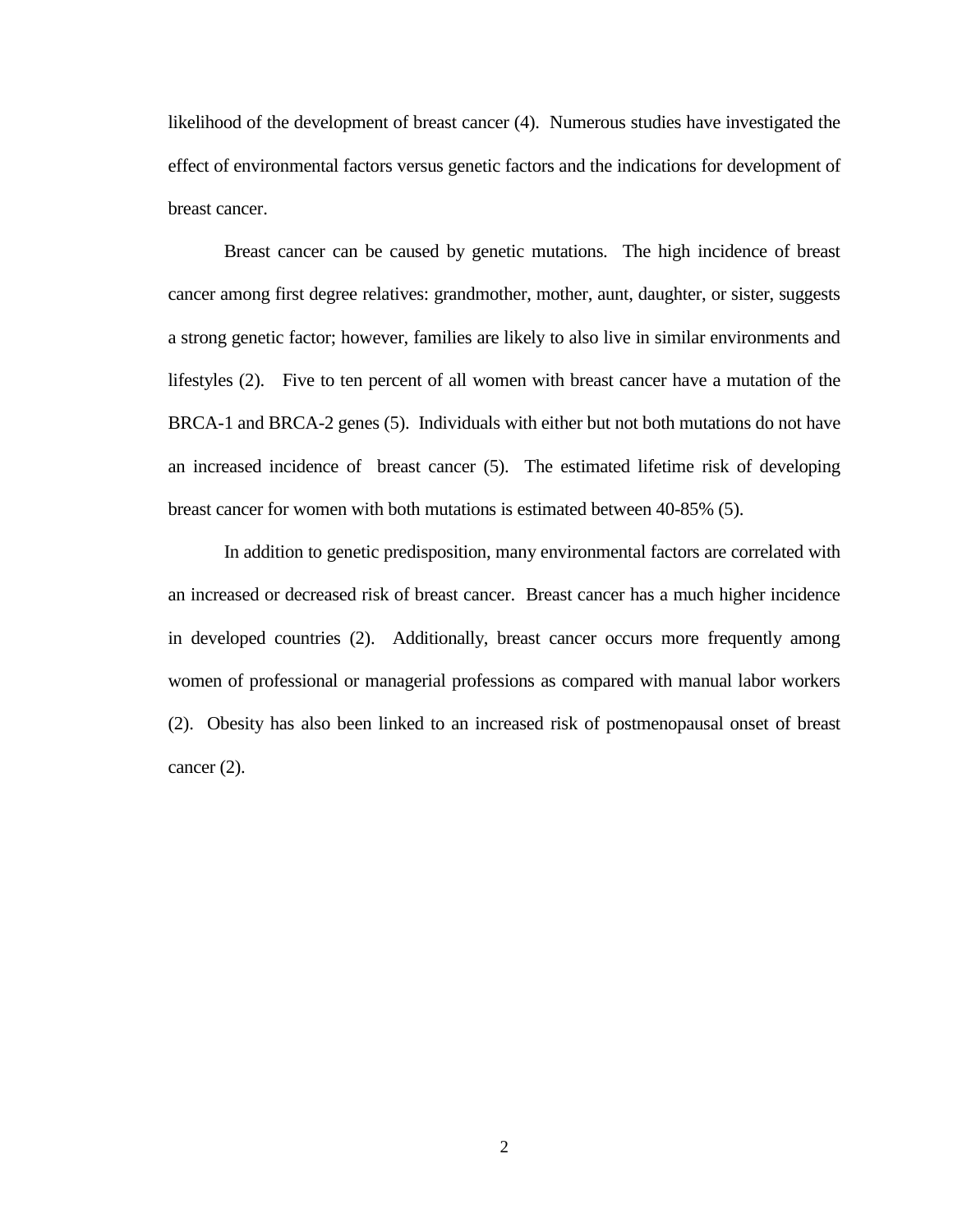likelihood of the development of breast cancer (4). Numerous studies have investigated the effect of environmental factors versus genetic factors and the indications for development of breast cancer.

Breast cancer can be caused by genetic mutations. The high incidence of breast cancer among first degree relatives: grandmother, mother, aunt, daughter, or sister, suggests a strong genetic factor; however, families are likely to also live in similar environments and lifestyles (2). Five to ten percent of all women with breast cancer have a mutation of the BRCA-1 and BRCA-2 genes (5). Individuals with either but not both mutations do not have an increased incidence of breast cancer (5). The estimated lifetime risk of developing breast cancer for women with both mutations is estimated between 40-85% (5).

In addition to genetic predisposition, many environmental factors are correlated with an increased or decreased risk of breast cancer. Breast cancer has a much higher incidence in developed countries (2). Additionally, breast cancer occurs more frequently among women of professional or managerial professions as compared with manual labor workers (2). Obesity has also been linked to an increased risk of postmenopausal onset of breast cancer (2).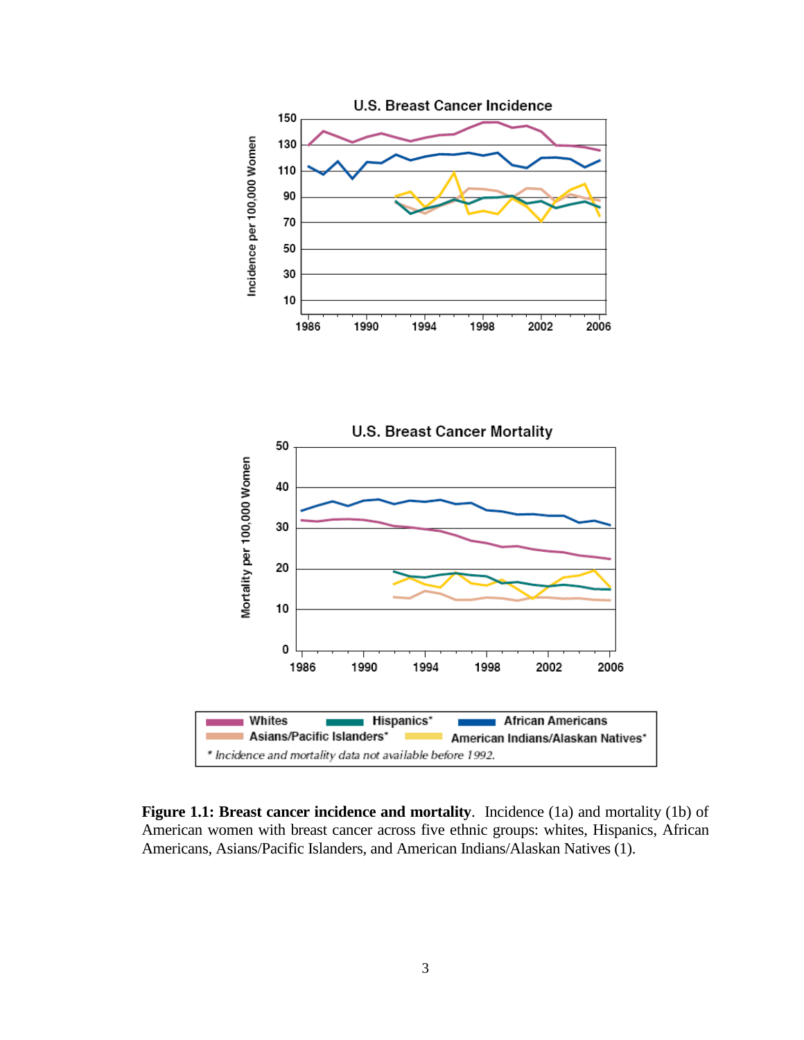**Figure 1.1: Breast cancer incidence and mortality**. Incidence (1a) and mortality (1b) of American women with breast cancer across five ethnic groups: whites, Hispanics, African Americans, Asians/Pacific Islanders, and American Indians/Alaskan Natives (1).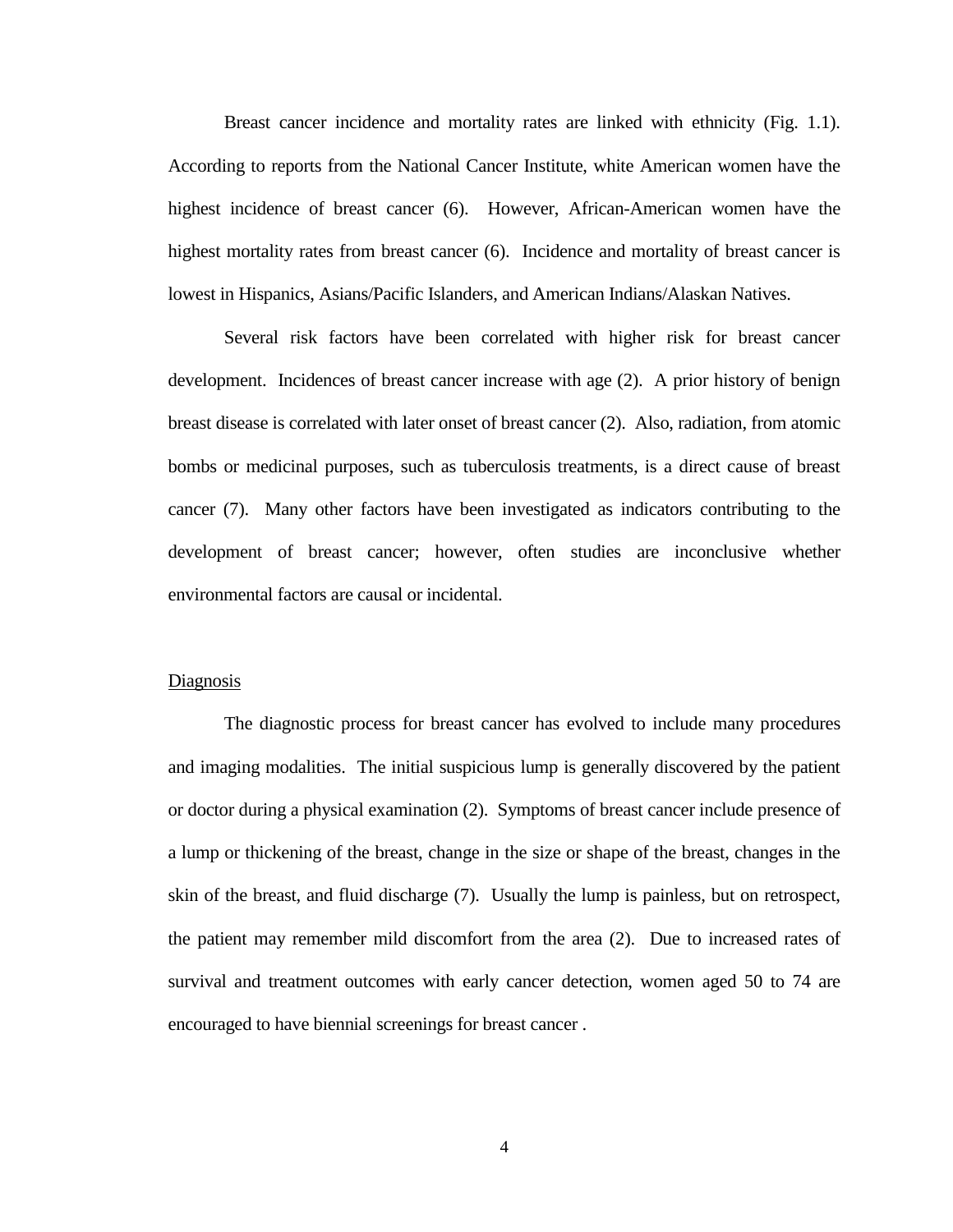Breast cancer incidence and mortality rates are linked with ethnicity (Fig. 1.1). According to reports from the National Cancer Institute, white American women have the highest incidence of breast cancer (6). However, African-American women have the highest mortality rates from breast cancer (6). Incidence and mortality of breast cancer is lowest in Hispanics, Asians/Pacific Islanders, and American Indians/Alaskan Natives.

Several risk factors have been correlated with higher risk for breast cancer development. Incidences of breast cancer increase with age (2). A prior history of benign breast disease is correlated with later onset of breast cancer (2). Also, radiation, from atomic bombs or medicinal purposes, such as tuberculosis treatments, is a direct cause of breast cancer (7). Many other factors have been investigated as indicators contributing to the development of breast cancer; however, often studies are inconclusive whether environmental factors are causal or incidental.

### Diagnosis

The diagnostic process for breast cancer has evolved to include many procedures and imaging modalities. The initial suspicious lump is generally discovered by the patient or doctor during a physical examination (2). Symptoms of breast cancer include presence of a lump or thickening of the breast, change in the size or shape of the breast, changes in the skin of the breast, and fluid discharge (7). Usually the lump is painless, but on retrospect, the patient may remember mild discomfort from the area (2). Due to increased rates of survival and treatment outcomes with early cancer detection, women aged 50 to 74 are encouraged to have biennial screenings for breast cancer .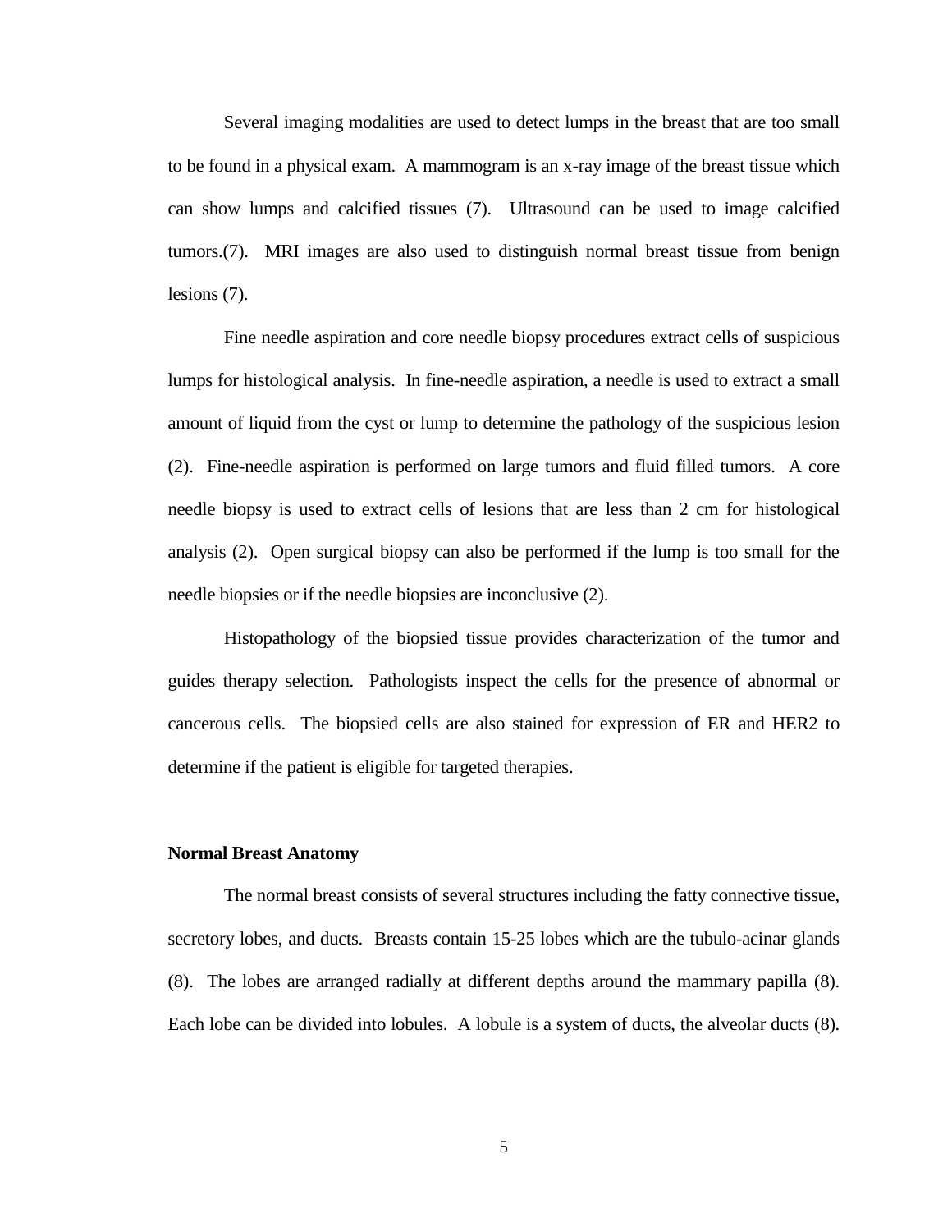Several imaging modalities are used to detect lumps in the breast that are too small to be found in a physical exam. A mammogram is an x-ray image of the breast tissue which can show lumps and calcified tissues (7). Ultrasound can be used to image calcified tumors.(7). MRI images are also used to distinguish normal breast tissue from benign lesions (7).

Fine needle aspiration and core needle biopsy procedures extract cells of suspicious lumps for histological analysis. In fine-needle aspiration, a needle is used to extract a small amount of liquid from the cyst or lump to determine the pathology of the suspicious lesion (2). Fine-needle aspiration is performed on large tumors and fluid filled tumors. A core needle biopsy is used to extract cells of lesions that are less than 2 cm for histological analysis (2). Open surgical biopsy can also be performed if the lump is too small for the needle biopsies or if the needle biopsies are inconclusive (2).

Histopathology of the biopsied tissue provides characterization of the tumor and guides therapy selection. Pathologists inspect the cells for the presence of abnormal or cancerous cells. The biopsied cells are also stained for expression of ER and HER2 to determine if the patient is eligible for targeted therapies.

### Normal Breast Anatomy

The normal breast consists of several structures including the fatty connective tissue, secretory lobes, and ducts. Breasts contain 15-25 lobes which are the tubulo-acinar glands (8). The lobes are arranged radially at different depths around the mammary papilla (8). Each lobe can be divided into lobules. A lobule is a system of ducts, the alveolar ducts (8).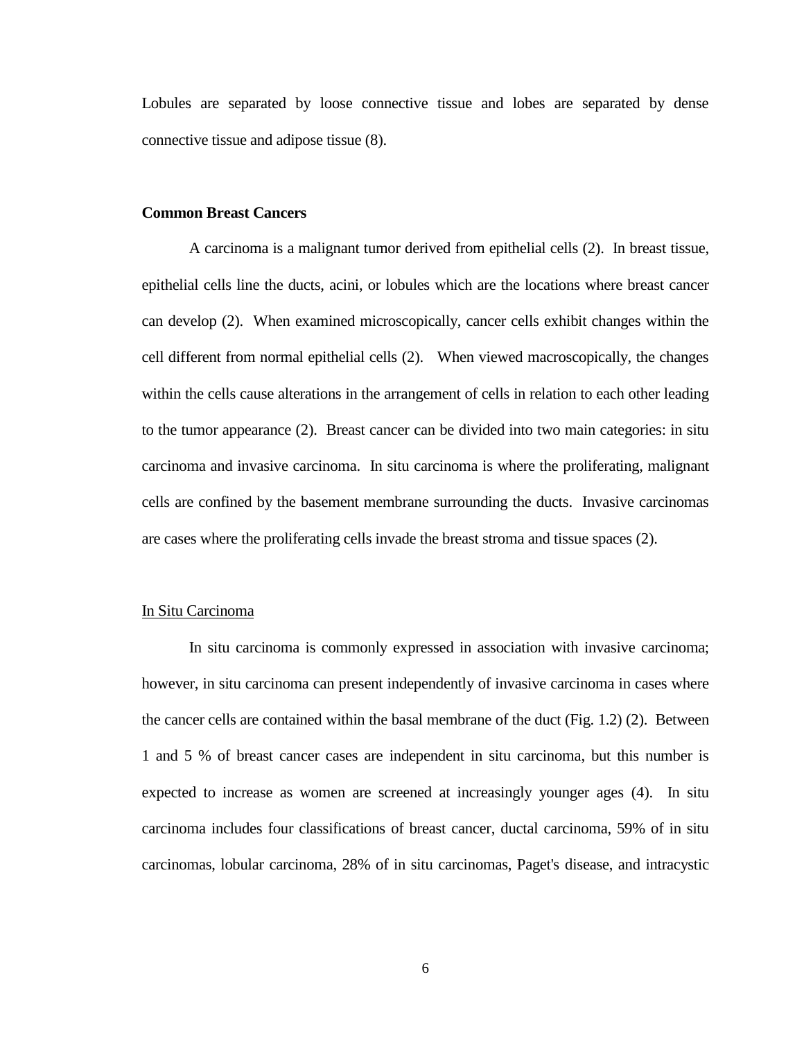Lobules are separated by loose connective tissue and lobes are separated by dense connective tissue and adipose tissue (8).

## Common Breast Cancers

A carcinoma is a malignant tumor derived from epithelial cells (2). In breast tissue, epithelial cells line the ducts, acini, or lobules which are the locations where breast cancer can develop (2). When examined microscopically, cancer cells exhibit changes within the cell different from normal epithelial cells (2). When viewed macroscopically, the changes within the cells cause alterations in the arrangement of cells in relation to each other leading to the tumor appearance (2). Breast cancer can be divided into two main categories: in situ carcinoma and invasive carcinoma. In situ carcinoma is where the proliferating, malignant cells are confined by the basement membrane surrounding the ducts. Invasive carcinomas are cases where the proliferating cells invade the breast stroma and tissue spaces (2).

### In Situ Carcinoma

In situ carcinoma is commonly expressed in association with invasive carcinoma; however, in situ carcinoma can present independently of invasive carcinoma in cases where the cancer cells are contained within the basal membrane of the duct (Fig. 1.2) (2). Between 1 and 5 % of breast cancer cases are independent in situ carcinoma, but this number is expected to increase as women are screened at increasingly younger ages (4). In situ carcinoma includes four classifications of breast cancer, ductal carcinoma, 59% of in situ carcinomas, lobular carcinoma, 28% of in situ carcinomas, Paget's disease, and intracystic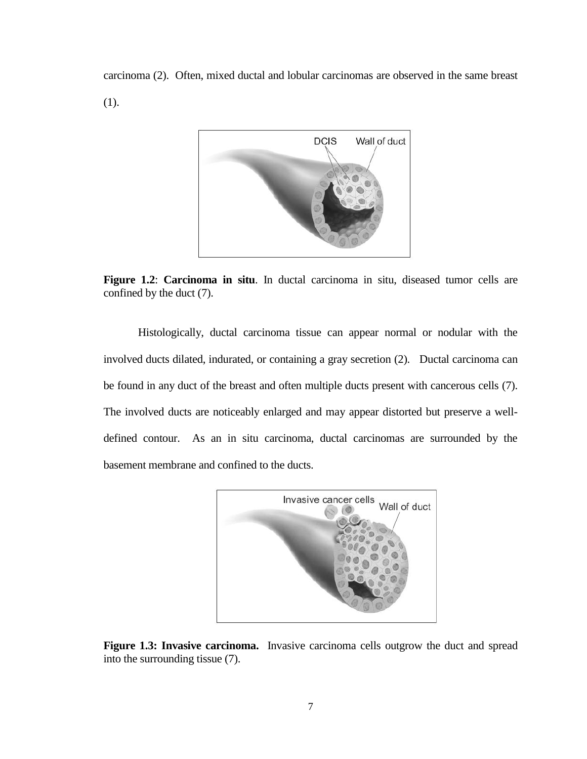carcinoma (2). Often, mixed ductal and lobular carcinomas are observed in the same breast (1).

**Figure 1.2**: **Carcinoma in situ**. In ductal carcinoma in situ, diseased tumor cells are confined by the duct (7).

Histologically, ductal carcinoma tissue can appear normal or nodular with the involved ducts dilated, indurated, or containing a gray secretion (2). Ductal carcinoma can be found in any duct of the breast and often multiple ducts present with cancerous cells (7). The involved ducts are noticeably enlarged and may appear distorted but preserve a well-defined contour. As an in situ carcinoma, ductal carcinomas are surrounded by the basement membrane and confined to the ducts.

**Figure 1.3: Invasive carcinoma.** Invasive carcinoma cells outgrow the duct and spread into the surrounding tissue (7).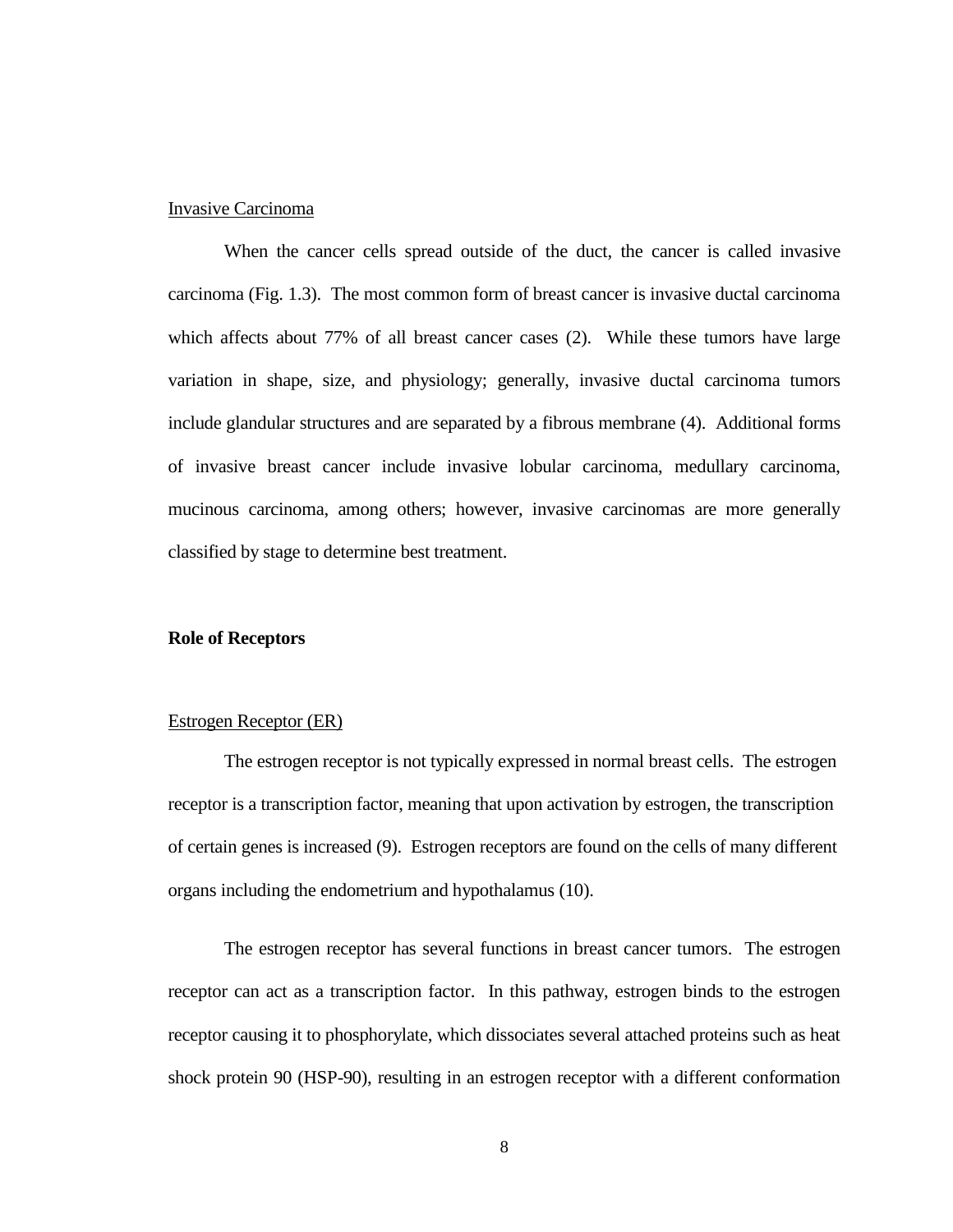Invasive Carcinoma

When the cancer cells spread outside of the duct, the cancer is called invasive carcinoma (Fig. 1.3). The most common form of breast cancer is invasive ductal carcinoma which affects about 77% of all breast cancer cases (2). While these tumors have large variation in shape, size, and physiology; generally, invasive ductal carcinoma tumors include glandular structures and are separated by a fibrous membrane (4). Additional forms of invasive breast cancer include invasive lobular carcinoma, medullary carcinoma, mucinous carcinoma, among others; however, invasive carcinomas are more generally classified by stage to determine best treatment.

## Role of Receptors

Estrogen Receptor (ER)

The estrogen receptor is not typically expressed in normal breast cells. The estrogen receptor is a transcription factor, meaning that upon activation by estrogen, the transcription of certain genes is increased (9). Estrogen receptors are found on the cells of many different organs including the endometrium and hypothalamus (10).

The estrogen receptor has several functions in breast cancer tumors. The estrogen receptor can act as a transcription factor. In this pathway, estrogen binds to the estrogen receptor causing it to phosphorylate, which dissociates several attached proteins such as heat shock protein 90 (HSP-90), resulting in an estrogen receptor with a different conformation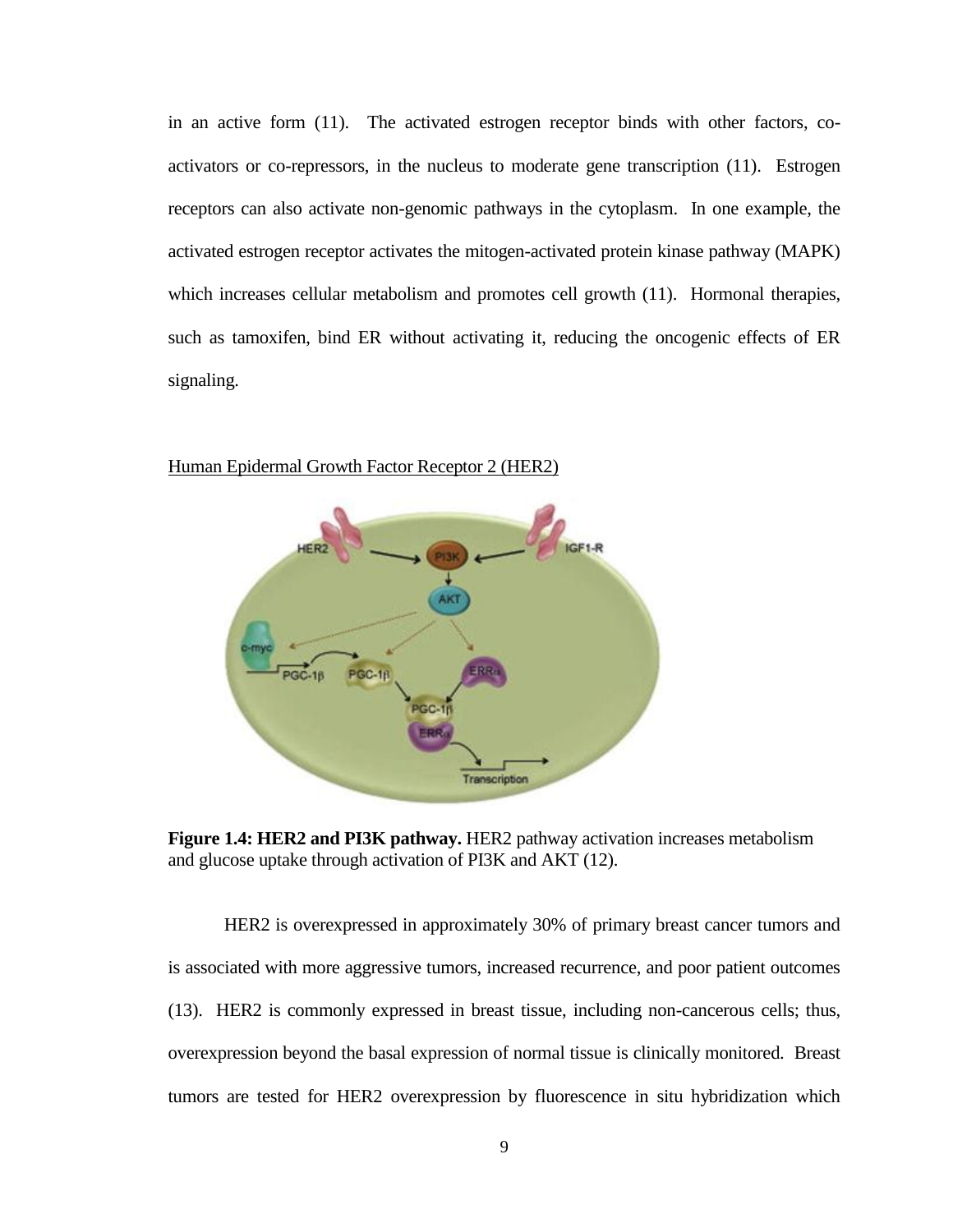in an active form (11). The activated estrogen receptor binds with other factors, co-activators or co-repressors, in the nucleus to moderate gene transcription (11). Estrogen receptors can also activate non-genomic pathways in the cytoplasm. In one example, the activated estrogen receptor activates the mitogen-activated protein kinase pathway (MAPK) which increases cellular metabolism and promotes cell growth (11). Hormonal therapies, such as tamoxifen, bind ER without activating it, reducing the oncogenic effects of ER signaling.

Human Epidermal Growth Factor Receptor 2 (HER2)

**Figure 1.4: HER2 and PI3K pathway.** HER2 pathway activation increases metabolism and glucose uptake through activation of PI3K and AKT (12).

HER2 is overexpressed in approximately 30% of primary breast cancer tumors and is associated with more aggressive tumors, increased recurrence, and poor patient outcomes (13). HER2 is commonly expressed in breast tissue, including non-cancerous cells; thus, overexpression beyond the basal expression of normal tissue is clinically monitored. Breast tumors are tested for HER2 overexpression by fluorescence in situ hybridization which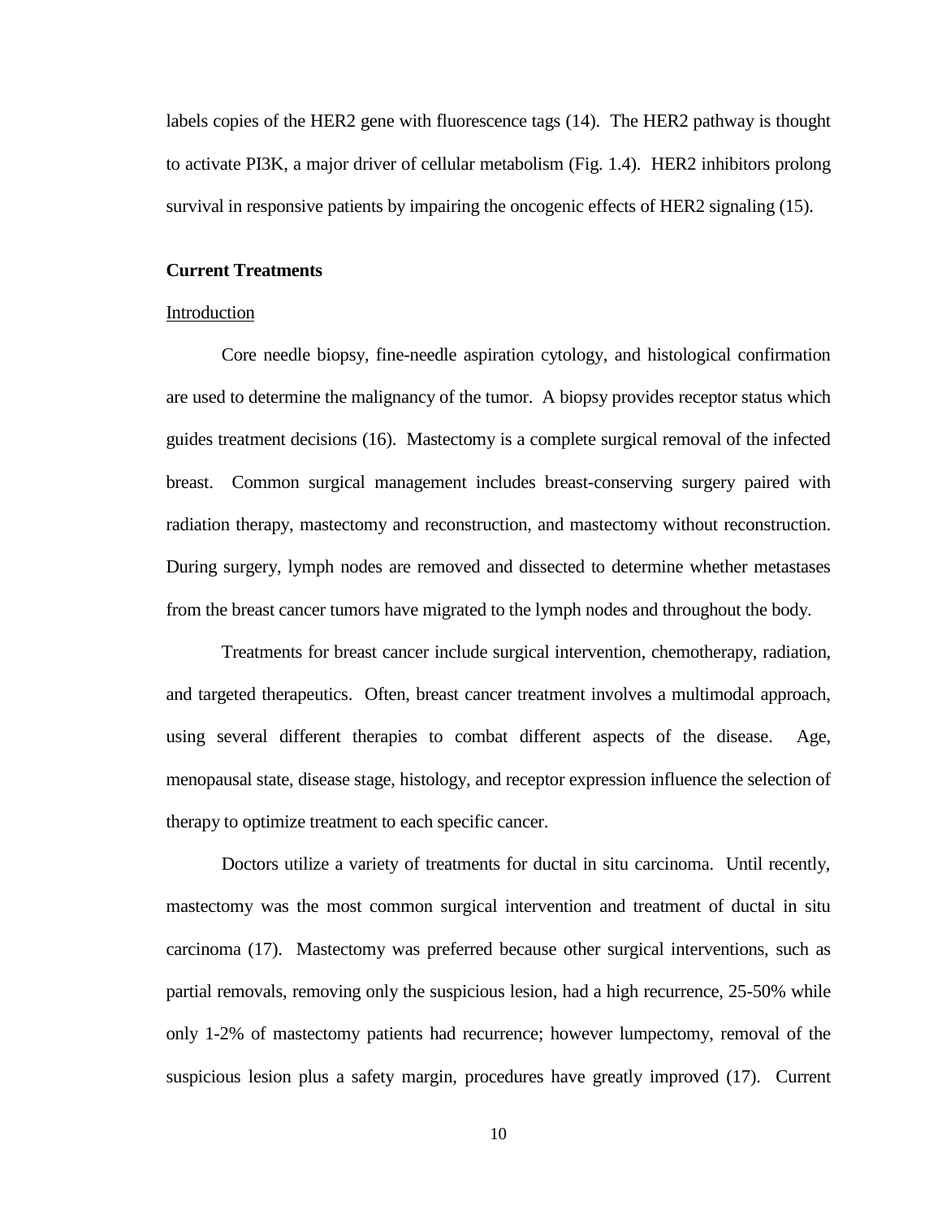labels copies of the HER2 gene with fluorescence tags (14). The HER2 pathway is thought to activate PI3K, a major driver of cellular metabolism (Fig. 1.4). HER2 inhibitors prolong survival in responsive patients by impairing the oncogenic effects of HER2 signaling (15).

**Current Treatments**

<u>Introduction</u>

Core needle biopsy, fine-needle aspiration cytology, and histological confirmation are used to determine the malignancy of the tumor. A biopsy provides receptor status which guides treatment decisions (16). Mastectomy is a complete surgical removal of the infected breast. Common surgical management includes breast-conserving surgery paired with radiation therapy, mastectomy and reconstruction, and mastectomy without reconstruction. During surgery, lymph nodes are removed and dissected to determine whether metastases from the breast cancer tumors have migrated to the lymph nodes and throughout the body.

Treatments for breast cancer include surgical intervention, chemotherapy, radiation, and targeted therapeutics. Often, breast cancer treatment involves a multimodal approach, using several different therapies to combat different aspects of the disease. Age, menopausal state, disease stage, histology, and receptor expression influence the selection of therapy to optimize treatment to each specific cancer.

Doctors utilize a variety of treatments for ductal in situ carcinoma. Until recently, mastectomy was the most common surgical intervention and treatment of ductal in situ carcinoma (17). Mastectomy was preferred because other surgical interventions, such as partial removals, removing only the suspicious lesion, had a high recurrence, 25-50% while only 1-2% of mastectomy patients had recurrence; however lumpectomy, removal of the suspicious lesion plus a safety margin, procedures have greatly improved (17). Current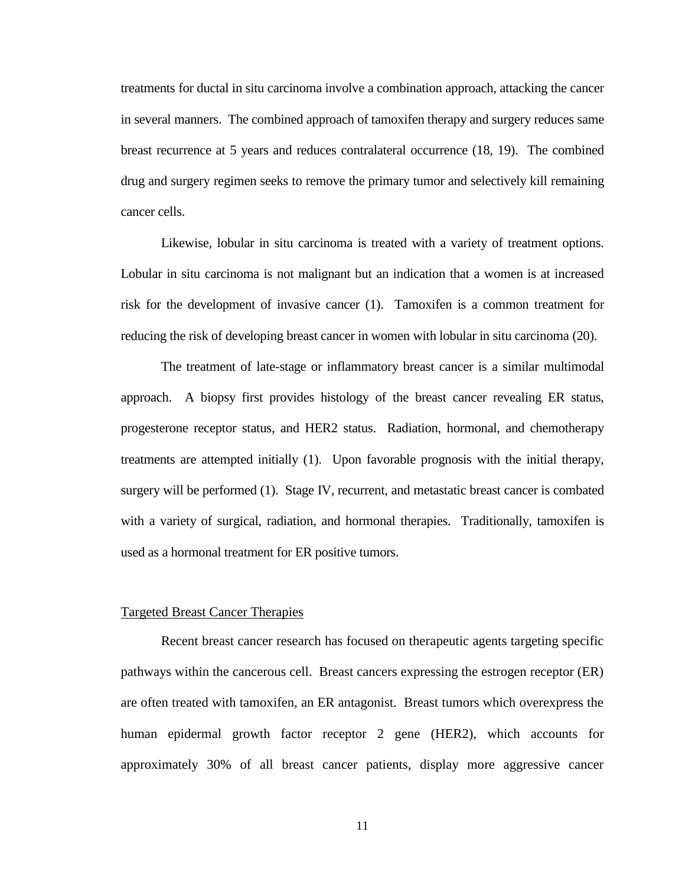treatments for ductal in situ carcinoma involve a combination approach, attacking the cancer in several manners. The combined approach of tamoxifen therapy and surgery reduces same breast recurrence at 5 years and reduces contralateral occurrence (18, 19). The combined drug and surgery regimen seeks to remove the primary tumor and selectively kill remaining cancer cells.

Likewise, lobular in situ carcinoma is treated with a variety of treatment options. Lobular in situ carcinoma is not malignant but an indication that a women is at increased risk for the development of invasive cancer (1). Tamoxifen is a common treatment for reducing the risk of developing breast cancer in women with lobular in situ carcinoma (20).

The treatment of late-stage or inflammatory breast cancer is a similar multimodal approach. A biopsy first provides histology of the breast cancer revealing ER status, progesterone receptor status, and HER2 status. Radiation, hormonal, and chemotherapy treatments are attempted initially (1). Upon favorable prognosis with the initial therapy, surgery will be performed (1). Stage IV, recurrent, and metastatic breast cancer is combated with a variety of surgical, radiation, and hormonal therapies. Traditionally, tamoxifen is used as a hormonal treatment for ER positive tumors.

## Targeted Breast Cancer Therapies

Recent breast cancer research has focused on therapeutic agents targeting specific pathways within the cancerous cell. Breast cancers expressing the estrogen receptor (ER) are often treated with tamoxifen, an ER antagonist. Breast tumors which overexpress the human epidermal growth factor receptor 2 gene (HER2), which accounts for approximately 30% of all breast cancer patients, display more aggressive cancer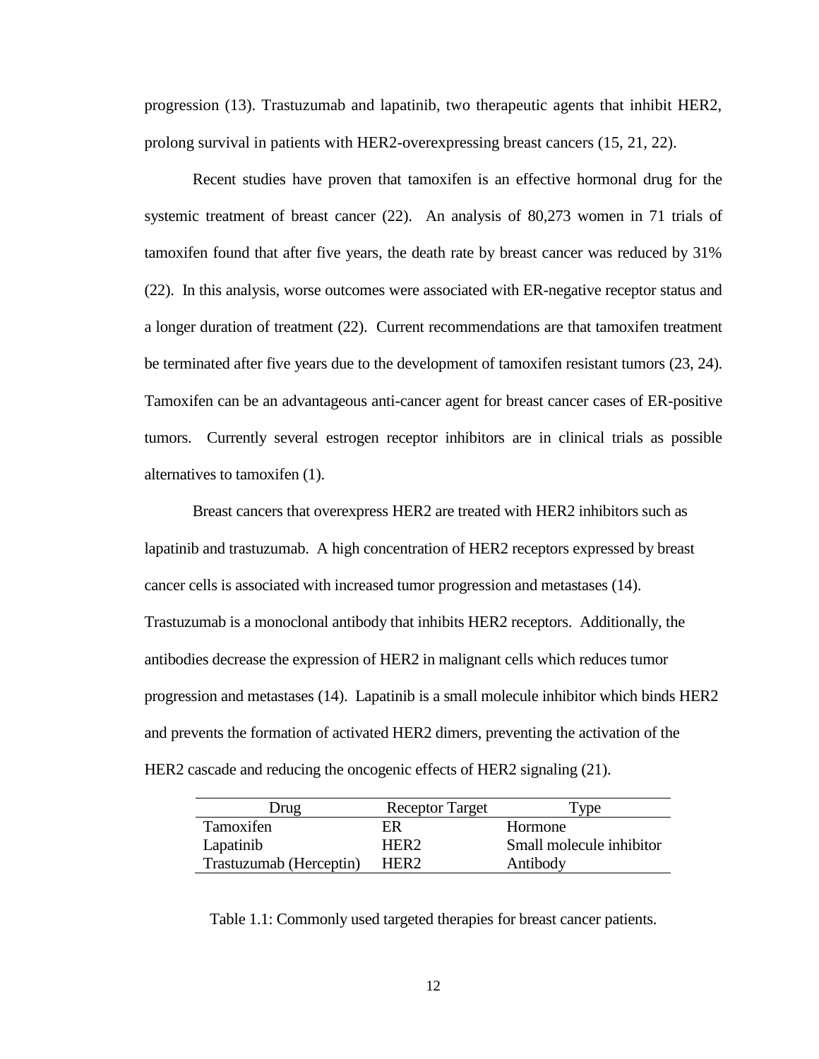progression (13). Trastuzumab and lapatinib, two therapeutic agents that inhibit HER2, prolong survival in patients with HER2-overexpressing breast cancers (15, 21, 22).

Recent studies have proven that tamoxifen is an effective hormonal drug for the systemic treatment of breast cancer (22). An analysis of 80,273 women in 71 trials of tamoxifen found that after five years, the death rate by breast cancer was reduced by 31% (22). In this analysis, worse outcomes were associated with ER-negative receptor status and a longer duration of treatment (22). Current recommendations are that tamoxifen treatment be terminated after five years due to the development of tamoxifen resistant tumors (23, 24). Tamoxifen can be an advantageous anti-cancer agent for breast cancer cases of ER-positive tumors. Currently several estrogen receptor inhibitors are in clinical trials as possible alternatives to tamoxifen (1).

Breast cancers that overexpress HER2 are treated with HER2 inhibitors such as lapatinib and trastuzumab. A high concentration of HER2 receptors expressed by breast cancer cells is associated with increased tumor progression and metastases (14). Trastuzumab is a monoclonal antibody that inhibits HER2 receptors. Additionally, the antibodies decrease the expression of HER2 in malignant cells which reduces tumor progression and metastases (14). Lapatinib is a small molecule inhibitor which binds HER2 and prevents the formation of activated HER2 dimers, preventing the activation of the HER2 cascade and reducing the oncogenic effects of HER2 signaling (21).

| Drug | Receptor Target | Type |
|---|---|---|
| Tamoxifen | ER | Hormone |
| Lapatinib | HER2 | Small molecule inhibitor |
| Trastuzumab (Herceptin) | HER2 | Antibody |

Table 1.1: Commonly used targeted therapies for breast cancer patients.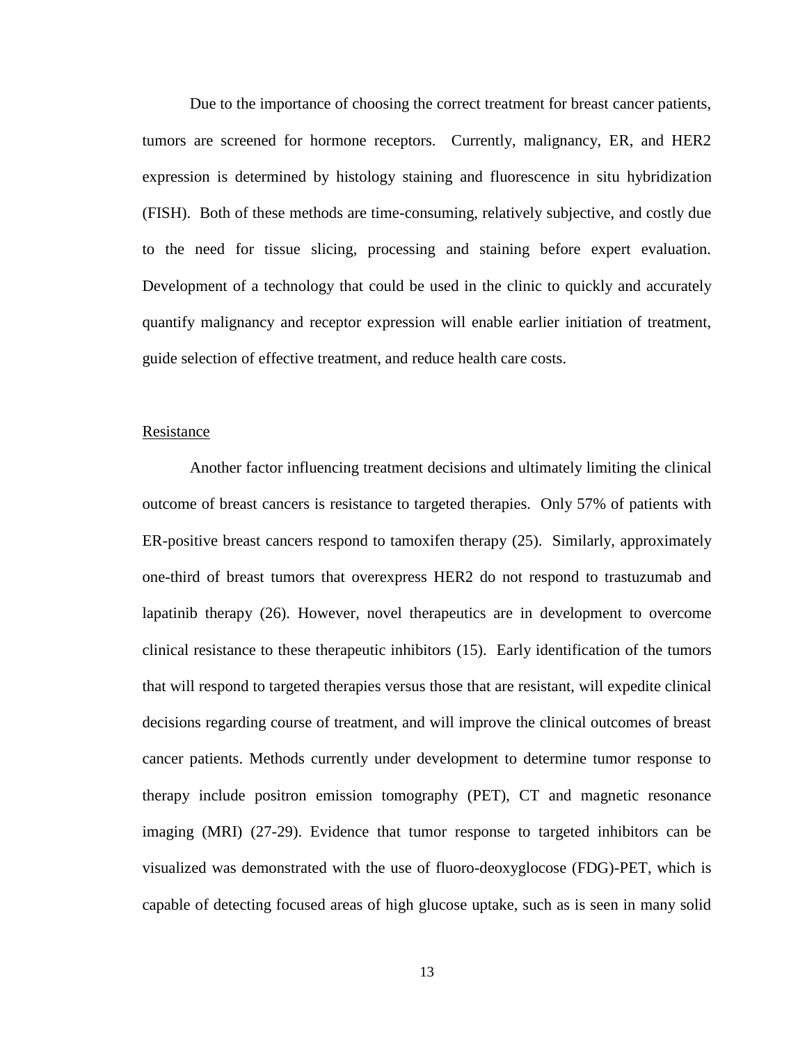Due to the importance of choosing the correct treatment for breast cancer patients, tumors are screened for hormone receptors. Currently, malignancy, ER, and HER2 expression is determined by histology staining and fluorescence in situ hybridization (FISH). Both of these methods are time-consuming, relatively subjective, and costly due to the need for tissue slicing, processing and staining before expert evaluation. Development of a technology that could be used in the clinic to quickly and accurately quantify malignancy and receptor expression will enable earlier initiation of treatment, guide selection of effective treatment, and reduce health care costs.

<u>Resistance</u>

Another factor influencing treatment decisions and ultimately limiting the clinical outcome of breast cancers is resistance to targeted therapies. Only 57% of patients with ER-positive breast cancers respond to tamoxifen therapy (25). Similarly, approximately one-third of breast tumors that overexpress HER2 do not respond to trastuzumab and lapatinib therapy (26). However, novel therapeutics are in development to overcome clinical resistance to these therapeutic inhibitors (15). Early identification of the tumors that will respond to targeted therapies versus those that are resistant, will expedite clinical decisions regarding course of treatment, and will improve the clinical outcomes of breast cancer patients. Methods currently under development to determine tumor response to therapy include positron emission tomography (PET), CT and magnetic resonance imaging (MRI) (27-29). Evidence that tumor response to targeted inhibitors can be visualized was demonstrated with the use of fluoro-deoxyglocose (FDG)-PET, which is capable of detecting focused areas of high glucose uptake, such as is seen in many solid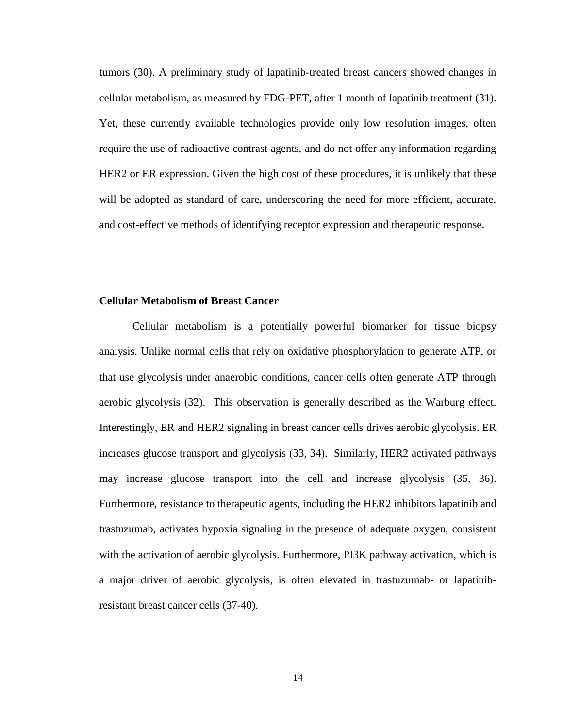tumors (30). A preliminary study of lapatinib-treated breast cancers showed changes in cellular metabolism, as measured by FDG-PET, after 1 month of lapatinib treatment (31). Yet, these currently available technologies provide only low resolution images, often require the use of radioactive contrast agents, and do not offer any information regarding HER2 or ER expression. Given the high cost of these procedures, it is unlikely that these will be adopted as standard of care, underscoring the need for more efficient, accurate, and cost-effective methods of identifying receptor expression and therapeutic response.

### Cellular Metabolism of Breast Cancer

Cellular metabolism is a potentially powerful biomarker for tissue biopsy analysis. Unlike normal cells that rely on oxidative phosphorylation to generate ATP, or that use glycolysis under anaerobic conditions, cancer cells often generate ATP through aerobic glycolysis (32). This observation is generally described as the Warburg effect. Interestingly, ER and HER2 signaling in breast cancer cells drives aerobic glycolysis. ER increases glucose transport and glycolysis (33, 34). Similarly, HER2 activated pathways may increase glucose transport into the cell and increase glycolysis (35, 36). Furthermore, resistance to therapeutic agents, including the HER2 inhibitors lapatinib and trastuzumab, activates hypoxia signaling in the presence of adequate oxygen, consistent with the activation of aerobic glycolysis. Furthermore, PI3K pathway activation, which is a major driver of aerobic glycolysis, is often elevated in trastuzumab- or lapatinib-resistant breast cancer cells (37-40).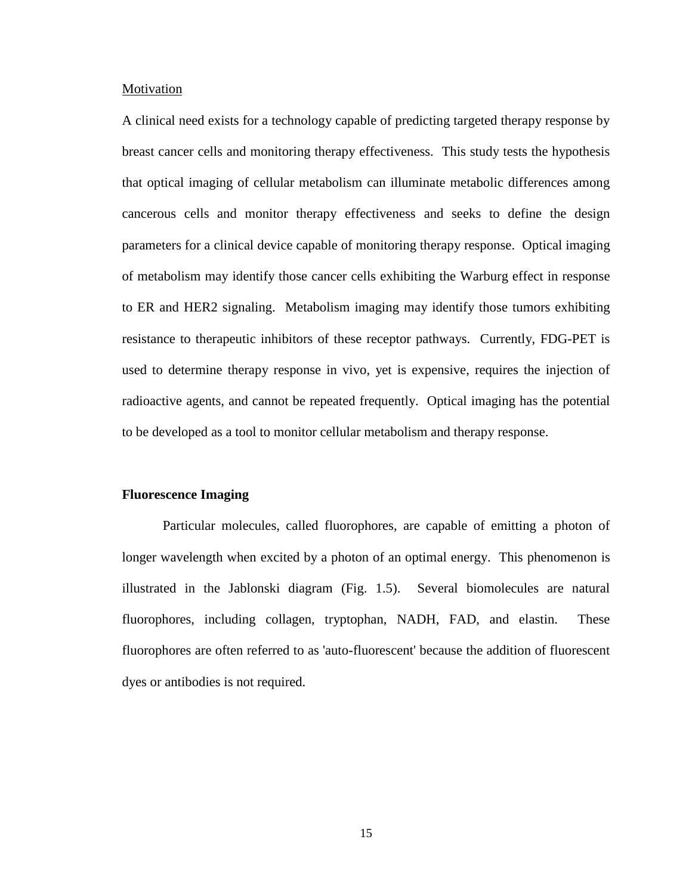Motivation

A clinical need exists for a technology capable of predicting targeted therapy response by breast cancer cells and monitoring therapy effectiveness. This study tests the hypothesis that optical imaging of cellular metabolism can illuminate metabolic differences among cancerous cells and monitor therapy effectiveness and seeks to define the design parameters for a clinical device capable of monitoring therapy response. Optical imaging of metabolism may identify those cancer cells exhibiting the Warburg effect in response to ER and HER2 signaling. Metabolism imaging may identify those tumors exhibiting resistance to therapeutic inhibitors of these receptor pathways. Currently, FDG-PET is used to determine therapy response in vivo, yet is expensive, requires the injection of radioactive agents, and cannot be repeated frequently. Optical imaging has the potential to be developed as a tool to monitor cellular metabolism and therapy response.

## Fluorescence Imaging

Particular molecules, called fluorophores, are capable of emitting a photon of longer wavelength when excited by a photon of an optimal energy. This phenomenon is illustrated in the Jablonski diagram (Fig. 1.5). Several biomolecules are natural fluorophores, including collagen, tryptophan, NADH, FAD, and elastin. These fluorophores are often referred to as 'auto-fluorescent' because the addition of fluorescent dyes or antibodies is not required.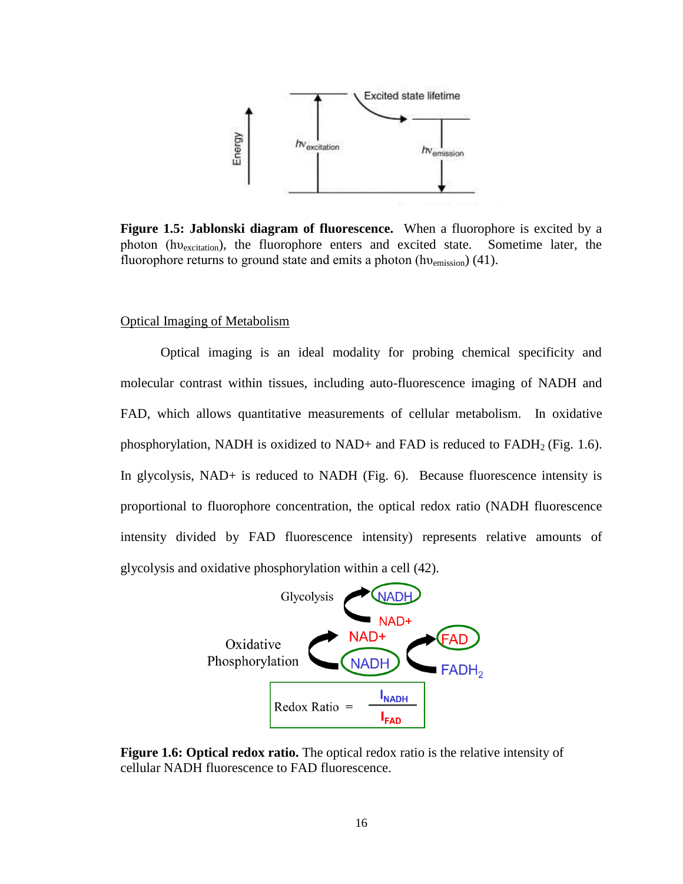**Figure 1.5: Jablonski diagram of fluorescence.** When a fluorophore is excited by a photon ($h\upsilon_{excitation}$), the fluorophore enters and excited state. Sometime later, the fluorophore returns to ground state and emits a photon ($h\upsilon_{emission}$) (41).

## Optical Imaging of Metabolism

Optical imaging is an ideal modality for probing chemical specificity and molecular contrast within tissues, including auto-fluorescence imaging of NADH and FAD, which allows quantitative measurements of cellular metabolism. In oxidative phosphorylation, NADH is oxidized to NAD+ and FAD is reduced to $FADH_2$ (Fig. 1.6). In glycolysis, NAD+ is reduced to NADH (Fig. 6). Because fluorescence intensity is proportional to fluorophore concentration, the optical redox ratio (NADH fluorescence intensity divided by FAD fluorescence intensity) represents relative amounts of glycolysis and oxidative phosphorylation within a cell (42).

$$\text{Redox Ratio} = \frac{I_{NADH}}{I_{FAD}}$$

**Figure 1.6: Optical redox ratio.** The optical redox ratio is the relative intensity of cellular NADH fluorescence to FAD fluorescence.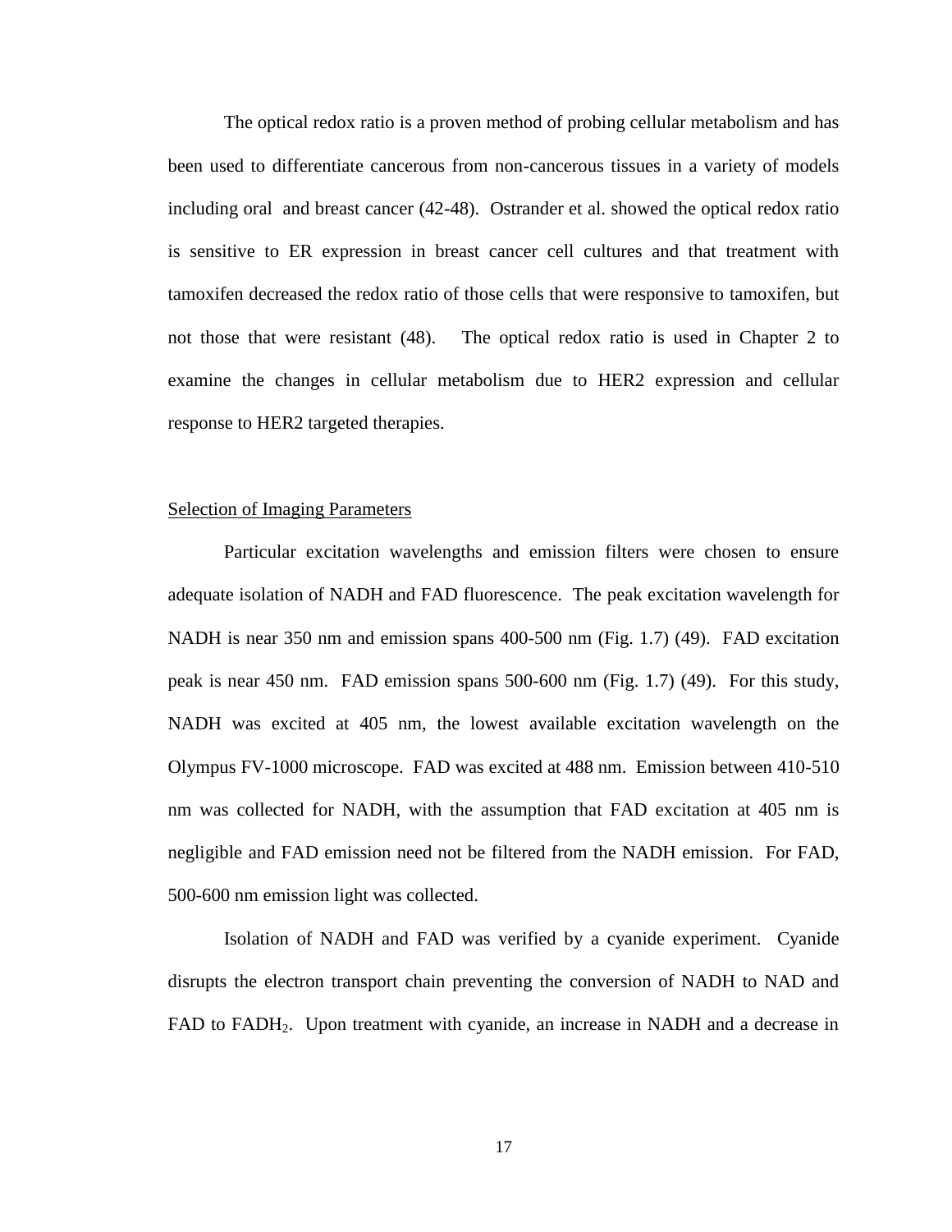The optical redox ratio is a proven method of probing cellular metabolism and has been used to differentiate cancerous from non-cancerous tissues in a variety of models including oral and breast cancer (42-48). Ostrander et al. showed the optical redox ratio is sensitive to ER expression in breast cancer cell cultures and that treatment with tamoxifen decreased the redox ratio of those cells that were responsive to tamoxifen, but not those that were resistant (48). The optical redox ratio is used in Chapter 2 to examine the changes in cellular metabolism due to HER2 expression and cellular response to HER2 targeted therapies.

## Selection of Imaging Parameters

Particular excitation wavelengths and emission filters were chosen to ensure adequate isolation of NADH and FAD fluorescence. The peak excitation wavelength for NADH is near 350 nm and emission spans 400-500 nm (Fig. 1.7) (49). FAD excitation peak is near 450 nm. FAD emission spans 500-600 nm (Fig. 1.7) (49). For this study, NADH was excited at 405 nm, the lowest available excitation wavelength on the Olympus FV-1000 microscope. FAD was excited at 488 nm. Emission between 410-510 nm was collected for NADH, with the assumption that FAD excitation at 405 nm is negligible and FAD emission need not be filtered from the NADH emission. For FAD, 500-600 nm emission light was collected.

Isolation of NADH and FAD was verified by a cyanide experiment. Cyanide disrupts the electron transport chain preventing the conversion of NADH to NAD and FAD to $FADH_2$. Upon treatment with cyanide, an increase in NADH and a decrease in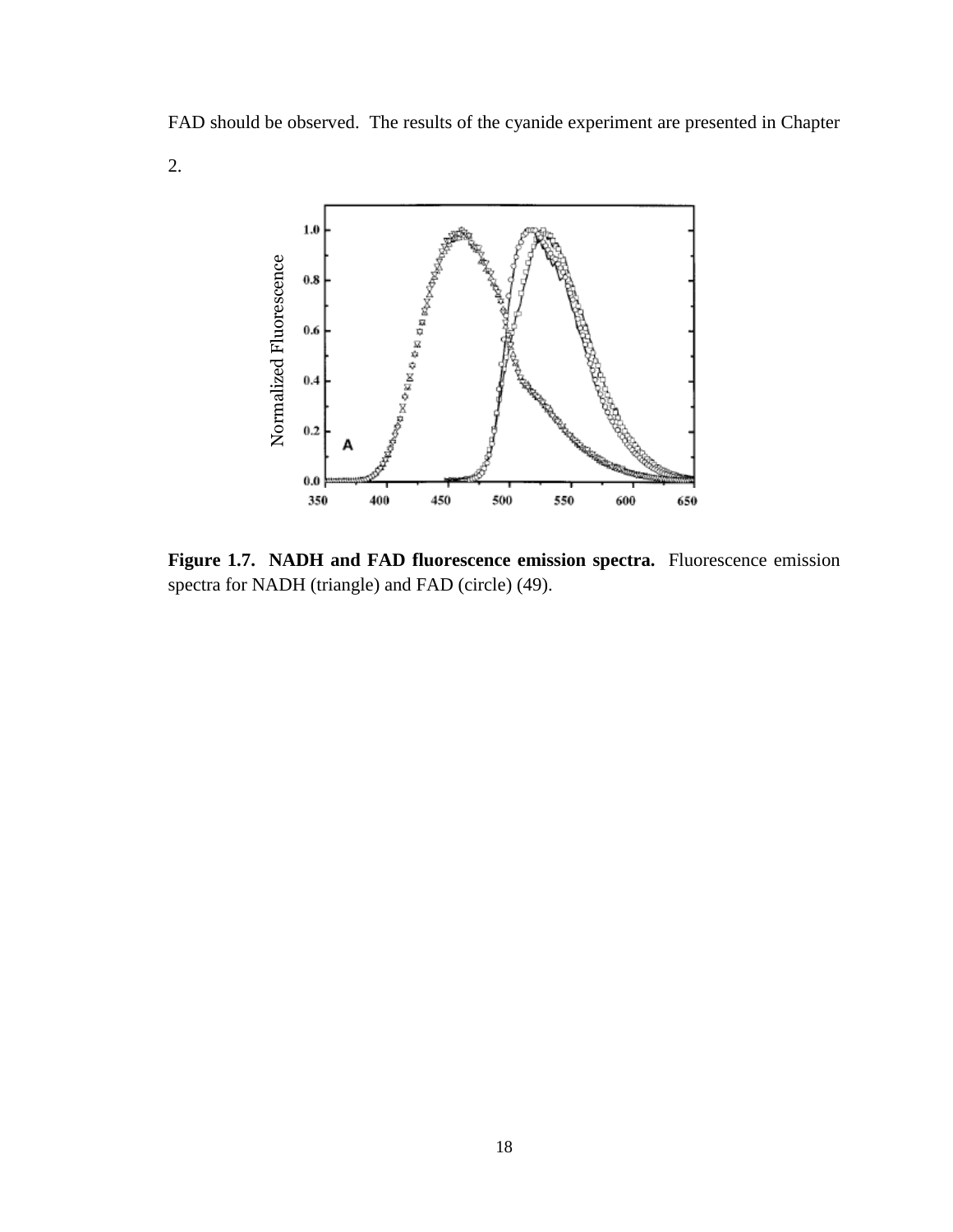FAD should be observed. The results of the cyanide experiment are presented in Chapter 2.

**Figure 1.7. NADH and FAD fluorescence emission spectra.** Fluorescence emission spectra for NADH (triangle) and FAD (circle) (49).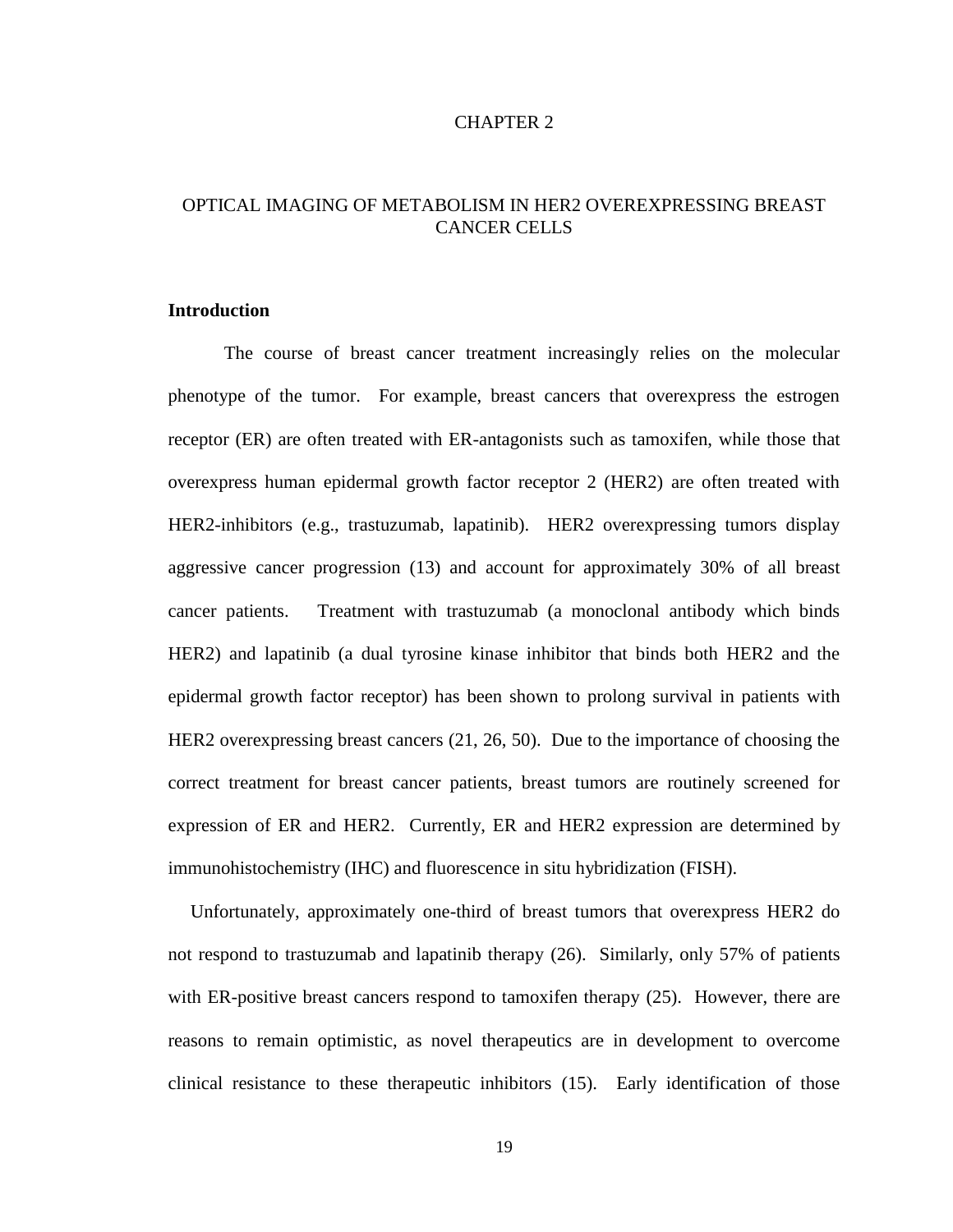# CHAPTER 2

# OPTICAL IMAGING OF METABOLISM IN HER2 OVEREXPRESSING BREAST CANCER CELLS

## Introduction

The course of breast cancer treatment increasingly relies on the molecular phenotype of the tumor. For example, breast cancers that overexpress the estrogen receptor (ER) are often treated with ER-antagonists such as tamoxifen, while those that overexpress human epidermal growth factor receptor 2 (HER2) are often treated with HER2-inhibitors (e.g., trastuzumab, lapatinib). HER2 overexpressing tumors display aggressive cancer progression (13) and account for approximately 30% of all breast cancer patients. Treatment with trastuzumab (a monoclonal antibody which binds HER2) and lapatinib (a dual tyrosine kinase inhibitor that binds both HER2 and the epidermal growth factor receptor) has been shown to prolong survival in patients with HER2 overexpressing breast cancers (21, 26, 50). Due to the importance of choosing the correct treatment for breast cancer patients, breast tumors are routinely screened for expression of ER and HER2. Currently, ER and HER2 expression are determined by immunohistochemistry (IHC) and fluorescence in situ hybridization (FISH).

Unfortunately, approximately one-third of breast tumors that overexpress HER2 do not respond to trastuzumab and lapatinib therapy (26). Similarly, only 57% of patients with ER-positive breast cancers respond to tamoxifen therapy (25). However, there are reasons to remain optimistic, as novel therapeutics are in development to overcome clinical resistance to these therapeutic inhibitors (15). Early identification of those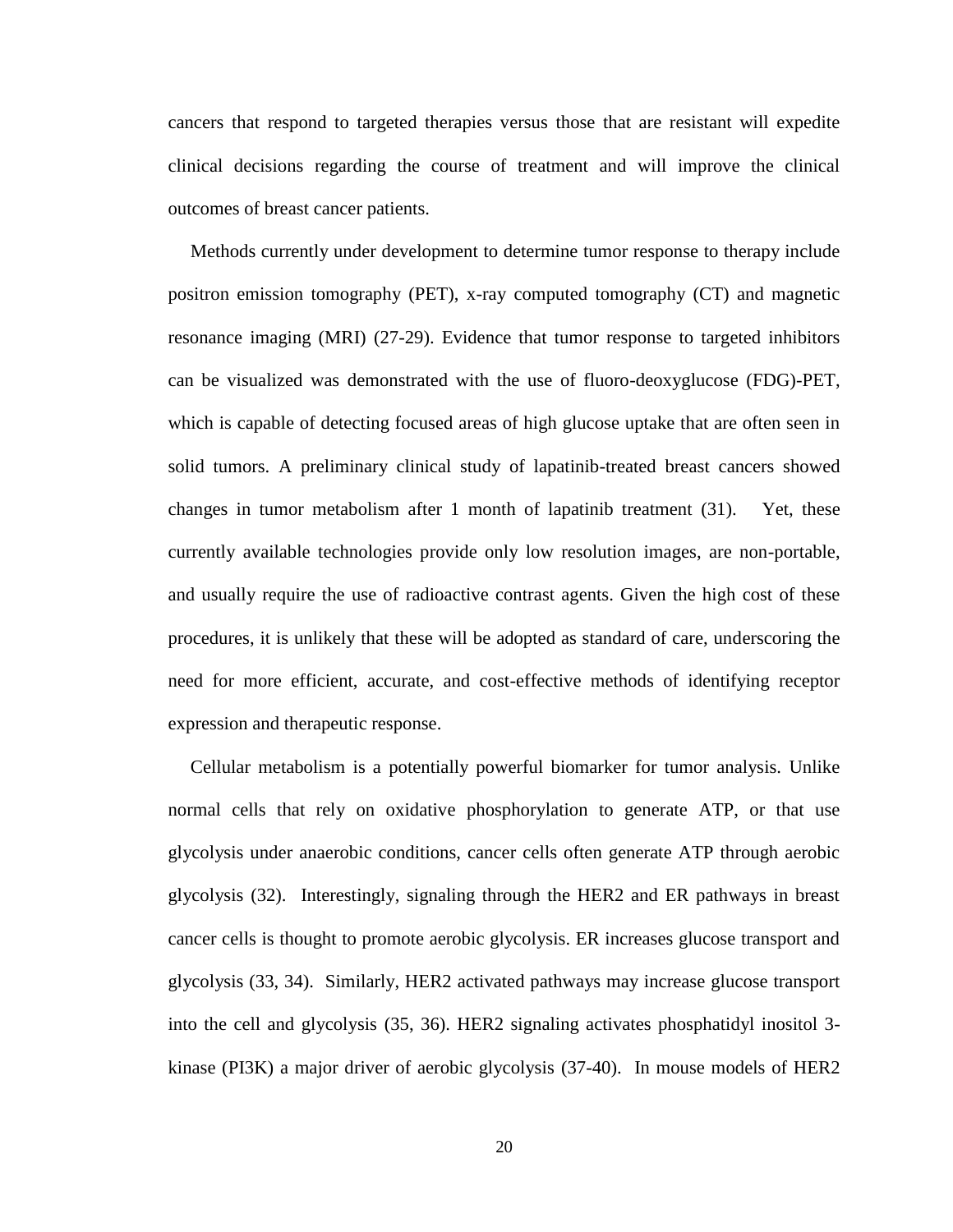cancers that respond to targeted therapies versus those that are resistant will expedite clinical decisions regarding the course of treatment and will improve the clinical outcomes of breast cancer patients.

Methods currently under development to determine tumor response to therapy include positron emission tomography (PET), x-ray computed tomography (CT) and magnetic resonance imaging (MRI) (27-29). Evidence that tumor response to targeted inhibitors can be visualized was demonstrated with the use of fluoro-deoxyglucose (FDG)-PET, which is capable of detecting focused areas of high glucose uptake that are often seen in solid tumors. A preliminary clinical study of lapatinib-treated breast cancers showed changes in tumor metabolism after 1 month of lapatinib treatment (31). Yet, these currently available technologies provide only low resolution images, are non-portable, and usually require the use of radioactive contrast agents. Given the high cost of these procedures, it is unlikely that these will be adopted as standard of care, underscoring the need for more efficient, accurate, and cost-effective methods of identifying receptor expression and therapeutic response.

Cellular metabolism is a potentially powerful biomarker for tumor analysis. Unlike normal cells that rely on oxidative phosphorylation to generate ATP, or that use glycolysis under anaerobic conditions, cancer cells often generate ATP through aerobic glycolysis (32). Interestingly, signaling through the HER2 and ER pathways in breast cancer cells is thought to promote aerobic glycolysis. ER increases glucose transport and glycolysis (33, 34). Similarly, HER2 activated pathways may increase glucose transport into the cell and glycolysis (35, 36). HER2 signaling activates phosphatidyl inositol 3-kinase (PI3K) a major driver of aerobic glycolysis (37-40). In mouse models of HER2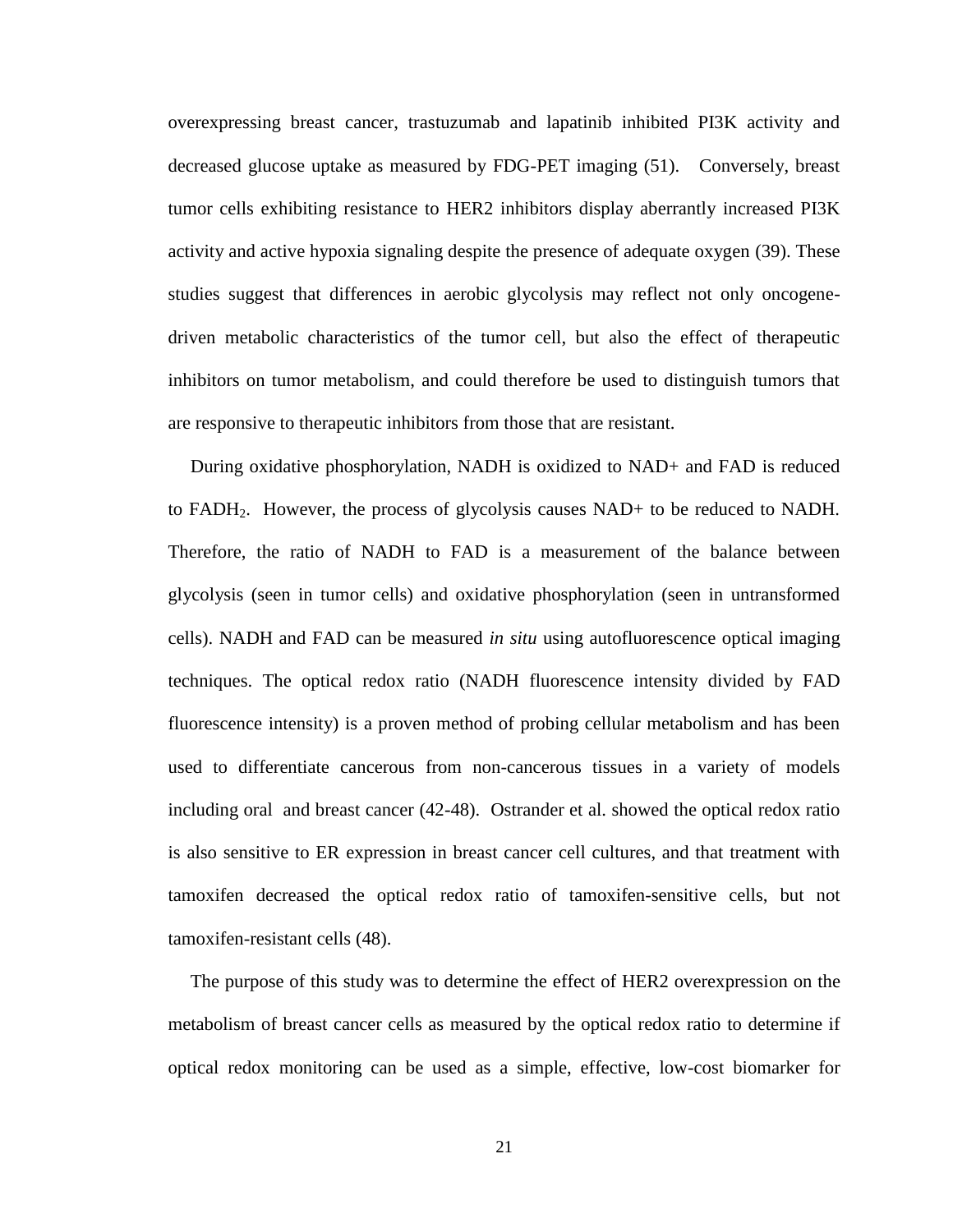overexpressing breast cancer, trastuzumab and lapatinib inhibited PI3K activity and decreased glucose uptake as measured by FDG-PET imaging (51). Conversely, breast tumor cells exhibiting resistance to HER2 inhibitors display aberrantly increased PI3K activity and active hypoxia signaling despite the presence of adequate oxygen (39). These studies suggest that differences in aerobic glycolysis may reflect not only oncogene-driven metabolic characteristics of the tumor cell, but also the effect of therapeutic inhibitors on tumor metabolism, and could therefore be used to distinguish tumors that are responsive to therapeutic inhibitors from those that are resistant.

During oxidative phosphorylation, NADH is oxidized to NAD+ and FAD is reduced to $FADH_2$. However, the process of glycolysis causes NAD+ to be reduced to NADH. Therefore, the ratio of NADH to FAD is a measurement of the balance between glycolysis (seen in tumor cells) and oxidative phosphorylation (seen in untransformed cells). NADH and FAD can be measured *in situ* using autofluorescence optical imaging techniques. The optical redox ratio (NADH fluorescence intensity divided by FAD fluorescence intensity) is a proven method of probing cellular metabolism and has been used to differentiate cancerous from non-cancerous tissues in a variety of models including oral and breast cancer (42-48). Ostrander et al. showed the optical redox ratio is also sensitive to ER expression in breast cancer cell cultures, and that treatment with tamoxifen decreased the optical redox ratio of tamoxifen-sensitive cells, but not tamoxifen-resistant cells (48).

The purpose of this study was to determine the effect of HER2 overexpression on the metabolism of breast cancer cells as measured by the optical redox ratio to determine if optical redox monitoring can be used as a simple, effective, low-cost biomarker for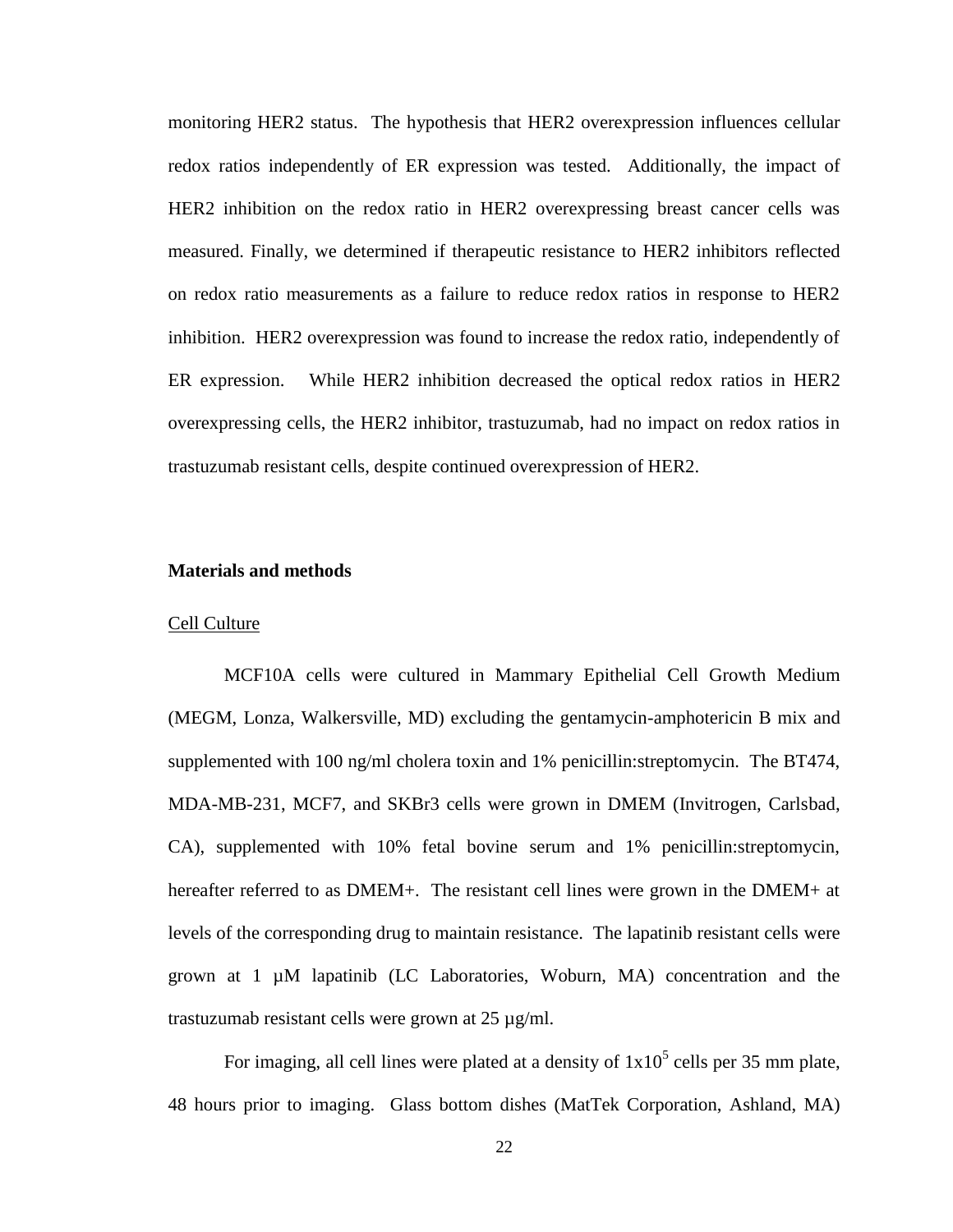monitoring HER2 status. The hypothesis that HER2 overexpression influences cellular redox ratios independently of ER expression was tested. Additionally, the impact of HER2 inhibition on the redox ratio in HER2 overexpressing breast cancer cells was measured. Finally, we determined if therapeutic resistance to HER2 inhibitors reflected on redox ratio measurements as a failure to reduce redox ratios in response to HER2 inhibition. HER2 overexpression was found to increase the redox ratio, independently of ER expression. While HER2 inhibition decreased the optical redox ratios in HER2 overexpressing cells, the HER2 inhibitor, trastuzumab, had no impact on redox ratios in trastuzumab resistant cells, despite continued overexpression of HER2.

## Materials and methods

### Cell Culture

MCF10A cells were cultured in Mammary Epithelial Cell Growth Medium (MEGM, Lonza, Walkersville, MD) excluding the gentamycin-amphotericin B mix and supplemented with 100 ng/ml cholera toxin and 1% penicillin:streptomycin. The BT474, MDA-MB-231, MCF7, and SKBr3 cells were grown in DMEM (Invitrogen, Carlsbad, CA), supplemented with 10% fetal bovine serum and 1% penicillin:streptomycin, hereafter referred to as DMEM+. The resistant cell lines were grown in the DMEM+ at levels of the corresponding drug to maintain resistance. The lapatinib resistant cells were grown at 1 µM lapatinib (LC Laboratories, Woburn, MA) concentration and the trastuzumab resistant cells were grown at 25 µg/ml.

For imaging, all cell lines were plated at a density of $1 \times 10^5$ cells per 35 mm plate, 48 hours prior to imaging. Glass bottom dishes (MatTek Corporation, Ashland, MA)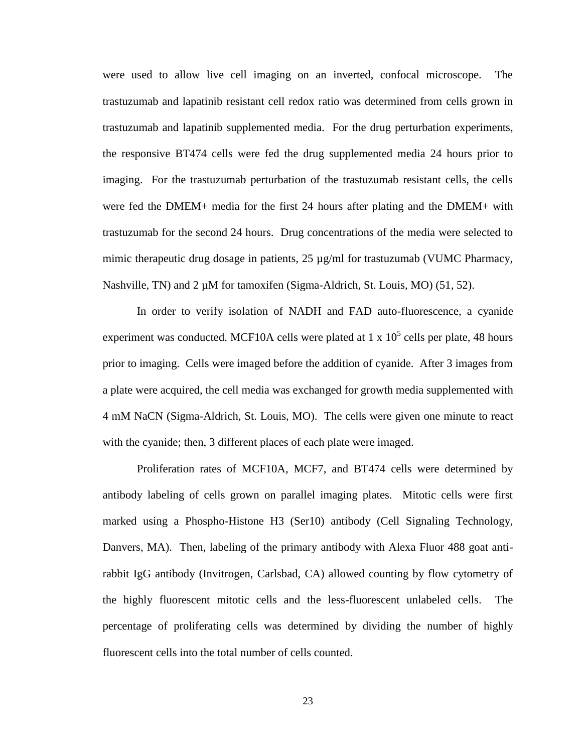were used to allow live cell imaging on an inverted, confocal microscope. The trastuzumab and lapatinib resistant cell redox ratio was determined from cells grown in trastuzumab and lapatinib supplemented media. For the drug perturbation experiments, the responsive BT474 cells were fed the drug supplemented media 24 hours prior to imaging. For the trastuzumab perturbation of the trastuzumab resistant cells, the cells were fed the DMEM+ media for the first 24 hours after plating and the DMEM+ with trastuzumab for the second 24 hours. Drug concentrations of the media were selected to mimic therapeutic drug dosage in patients, 25 µg/ml for trastuzumab (VUMC Pharmacy, Nashville, TN) and 2 µM for tamoxifen (Sigma-Aldrich, St. Louis, MO) (51, 52).

In order to verify isolation of NADH and FAD auto-fluorescence, a cyanide experiment was conducted. MCF10A cells were plated at $1 \times 10^5$ cells per plate, 48 hours prior to imaging. Cells were imaged before the addition of cyanide. After 3 images from a plate were acquired, the cell media was exchanged for growth media supplemented with 4 mM NaCN (Sigma-Aldrich, St. Louis, MO). The cells were given one minute to react with the cyanide; then, 3 different places of each plate were imaged.

Proliferation rates of MCF10A, MCF7, and BT474 cells were determined by antibody labeling of cells grown on parallel imaging plates. Mitotic cells were first marked using a Phospho-Histone H3 (Ser10) antibody (Cell Signaling Technology, Danvers, MA). Then, labeling of the primary antibody with Alexa Fluor 488 goat anti-rabbit IgG antibody (Invitrogen, Carlsbad, CA) allowed counting by flow cytometry of the highly fluorescent mitotic cells and the less-fluorescent unlabeled cells. The percentage of proliferating cells was determined by dividing the number of highly fluorescent cells into the total number of cells counted.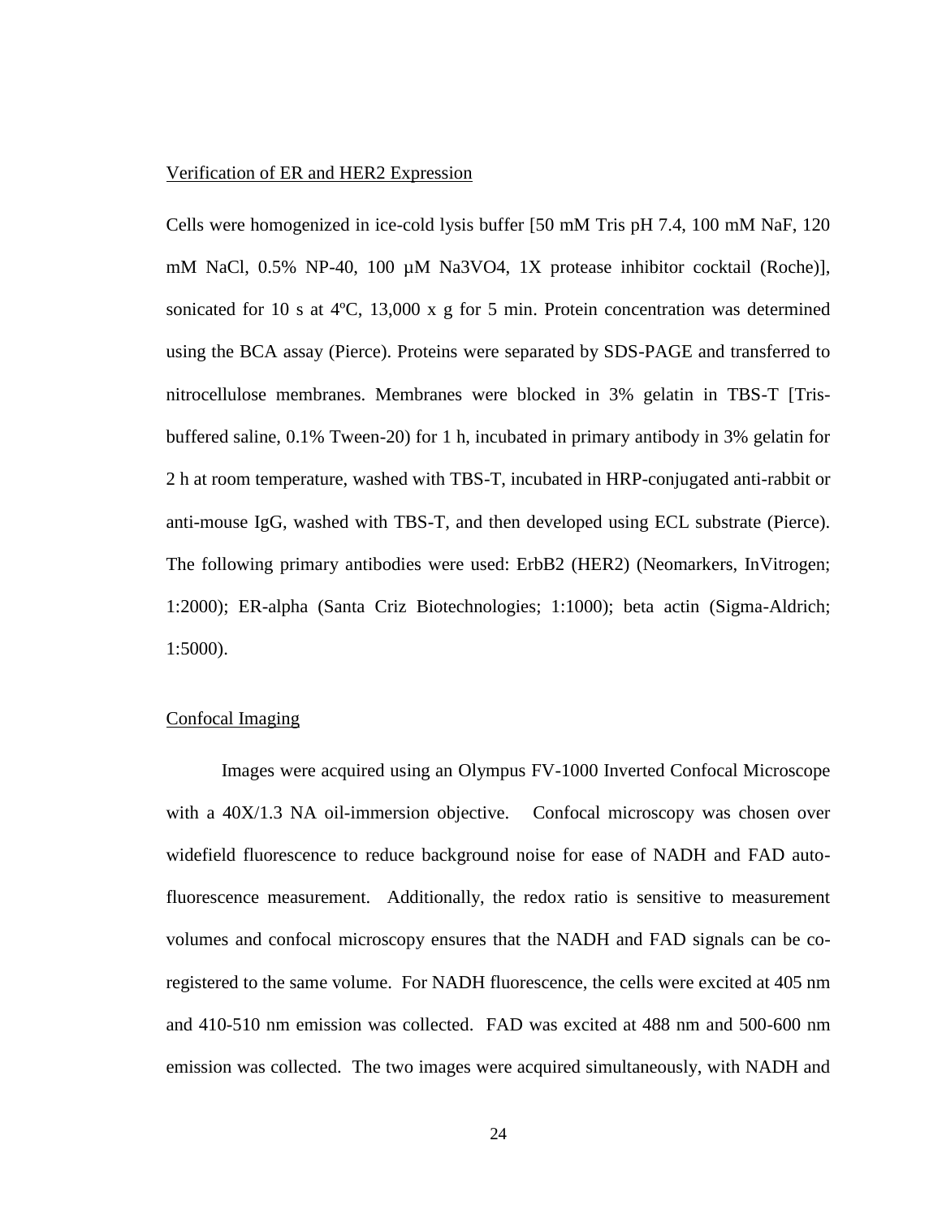Verification of ER and HER2 Expression

Cells were homogenized in ice-cold lysis buffer [50 mM Tris pH 7.4, 100 mM NaF, 120 mM NaCl, 0.5% NP-40, 100 µM $Na_3VO_4$, 1X protease inhibitor cocktail (Roche)], sonicated for 10 s at 4ºC, 13,000 x g for 5 min. Protein concentration was determined using the BCA assay (Pierce). Proteins were separated by SDS-PAGE and transferred to nitrocellulose membranes. Membranes were blocked in 3% gelatin in TBS-T [Tris-buffered saline, 0.1% Tween-20) for 1 h, incubated in primary antibody in 3% gelatin for 2 h at room temperature, washed with TBS-T, incubated in HRP-conjugated anti-rabbit or anti-mouse IgG, washed with TBS-T, and then developed using ECL substrate (Pierce). The following primary antibodies were used: ErbB2 (HER2) (Neomarkers, InVitrogen; 1:2000); ER-alpha (Santa Criz Biotechnologies; 1:1000); beta actin (Sigma-Aldrich; 1:5000).

Confocal Imaging

Images were acquired using an Olympus FV-1000 Inverted Confocal Microscope with a 40X/1.3 NA oil-immersion objective. Confocal microscopy was chosen over widefield fluorescence to reduce background noise for ease of NADH and FAD auto-fluorescence measurement. Additionally, the redox ratio is sensitive to measurement volumes and confocal microscopy ensures that the NADH and FAD signals can be co-registered to the same volume. For NADH fluorescence, the cells were excited at 405 nm and 410-510 nm emission was collected. FAD was excited at 488 nm and 500-600 nm emission was collected. The two images were acquired simultaneously, with NADH and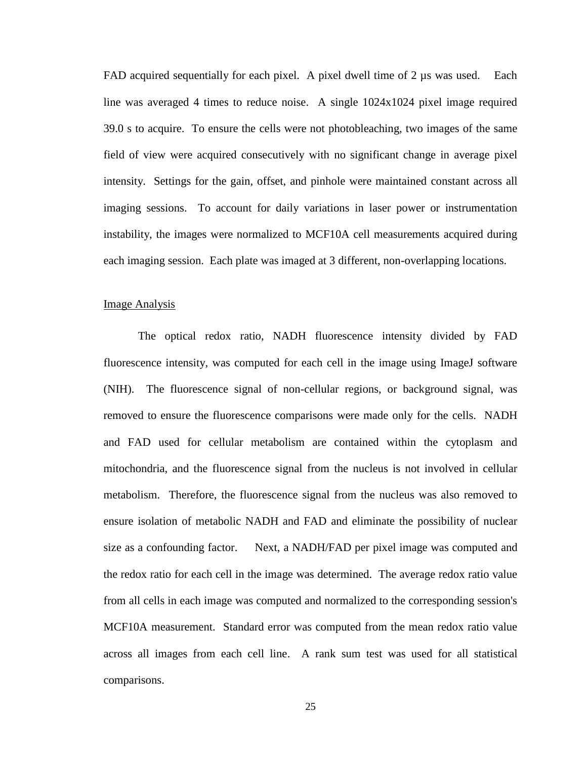FAD acquired sequentially for each pixel. A pixel dwell time of 2 µs was used. Each line was averaged 4 times to reduce noise. A single 1024x1024 pixel image required 39.0 s to acquire. To ensure the cells were not photobleaching, two images of the same field of view were acquired consecutively with no significant change in average pixel intensity. Settings for the gain, offset, and pinhole were maintained constant across all imaging sessions. To account for daily variations in laser power or instrumentation instability, the images were normalized to MCF10A cell measurements acquired during each imaging session. Each plate was imaged at 3 different, non-overlapping locations.

## Image Analysis

The optical redox ratio, NADH fluorescence intensity divided by FAD fluorescence intensity, was computed for each cell in the image using ImageJ software (NIH). The fluorescence signal of non-cellular regions, or background signal, was removed to ensure the fluorescence comparisons were made only for the cells. NADH and FAD used for cellular metabolism are contained within the cytoplasm and mitochondria, and the fluorescence signal from the nucleus is not involved in cellular metabolism. Therefore, the fluorescence signal from the nucleus was also removed to ensure isolation of metabolic NADH and FAD and eliminate the possibility of nuclear size as a confounding factor. Next, a NADH/FAD per pixel image was computed and the redox ratio for each cell in the image was determined. The average redox ratio value from all cells in each image was computed and normalized to the corresponding session's MCF10A measurement. Standard error was computed from the mean redox ratio value across all images from each cell line. A rank sum test was used for all statistical comparisons.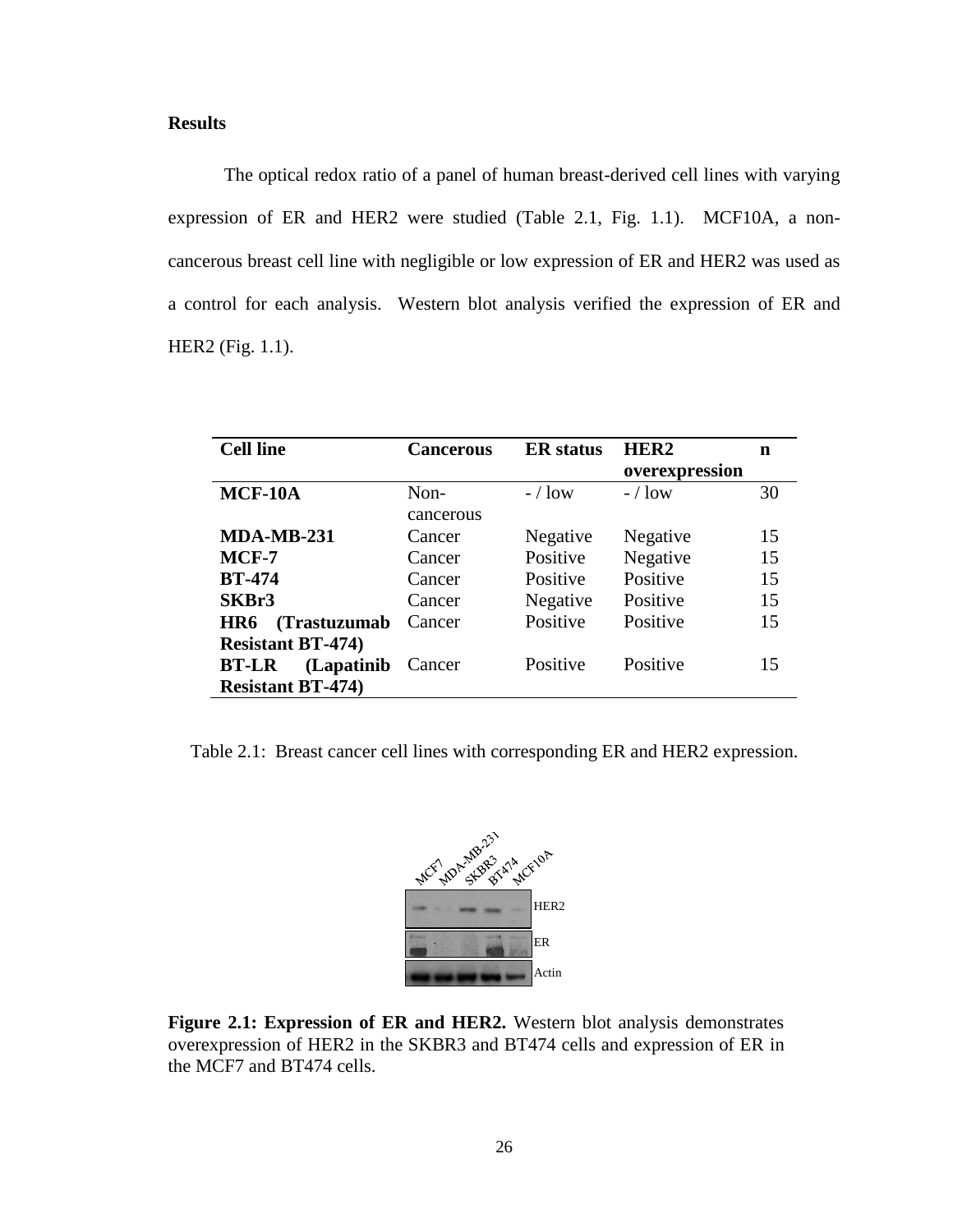**Results**

The optical redox ratio of a panel of human breast-derived cell lines with varying expression of ER and HER2 were studied (Table 2.1, Fig. 1.1). MCF10A, a non-cancerous breast cell line with negligible or low expression of ER and HER2 was used as a control for each analysis. Western blot analysis verified the expression of ER and HER2 (Fig. 1.1).

| Cell line | Cancerous | ER status | HER2 overexpression | n |
|---|---|---|---|---|
| **MCF-10A** | Non-cancerous | - / low | - / low | 30 |
| **MDA-MB-231** | Cancer | Negative | Negative | 15 |
| **MCF-7** | Cancer | Positive | Negative | 15 |
| **BT-474** | Cancer | Positive | Positive | 15 |
| **SKBr3** | Cancer | Negative | Positive | 15 |
| **HR6 (Trastuzumab Resistant BT-474)** | Cancer | Positive | Positive | 15 |
| **BT-LR (Lapatinib Resistant BT-474)** | Cancer | Positive | Positive | 15 |

Table 2.1: Breast cancer cell lines with corresponding ER and HER2 expression.

**Figure 2.1: Expression of ER and HER2.** Western blot analysis demonstrates overexpression of HER2 in the SKBR3 and BT474 cells and expression of ER in the MCF7 and BT474 cells.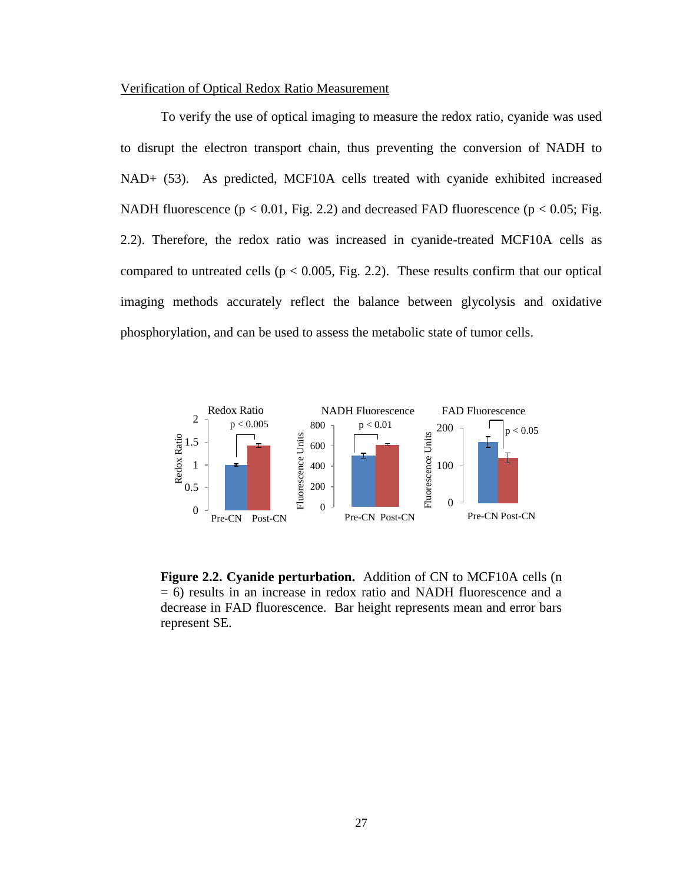Verification of Optical Redox Ratio Measurement

To verify the use of optical imaging to measure the redox ratio, cyanide was used to disrupt the electron transport chain, thus preventing the conversion of NADH to NAD+ (53). As predicted, MCF10A cells treated with cyanide exhibited increased NADH fluorescence ($p < 0.01$, Fig. 2.2) and decreased FAD fluorescence ($p < 0.05$; Fig. 2.2). Therefore, the redox ratio was increased in cyanide-treated MCF10A cells as compared to untreated cells ($p < 0.005$, Fig. 2.2). These results confirm that our optical imaging methods accurately reflect the balance between glycolysis and oxidative phosphorylation, and can be used to assess the metabolic state of tumor cells.

**Figure 2.2. Cyanide perturbation.** Addition of CN to MCF10A cells (n = 6) results in an increase in redox ratio and NADH fluorescence and a decrease in FAD fluorescence. Bar height represents mean and error bars represent SE.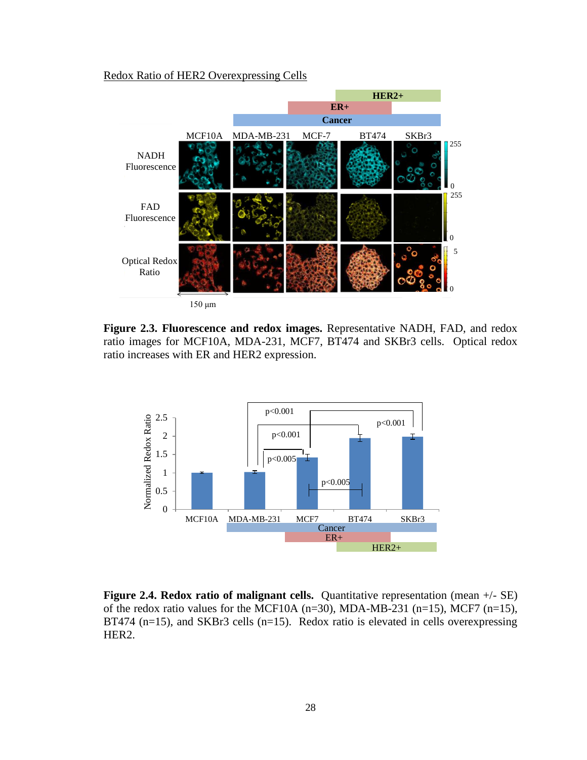Redox Ratio of HER2 Overexpressing Cells

**Figure 2.3. Fluorescence and redox images.** Representative NADH, FAD, and redox ratio images for MCF10A, MDA-231, MCF7, BT474 and SKBr3 cells. Optical redox ratio increases with ER and HER2 expression.

**Figure 2.4. Redox ratio of malignant cells.** Quantitative representation (mean +/- SE) of the redox ratio values for the MCF10A (n=30), MDA-MB-231 (n=15), MCF7 (n=15), BT474 (n=15), and SKBr3 cells (n=15). Redox ratio is elevated in cells overexpressing HER2.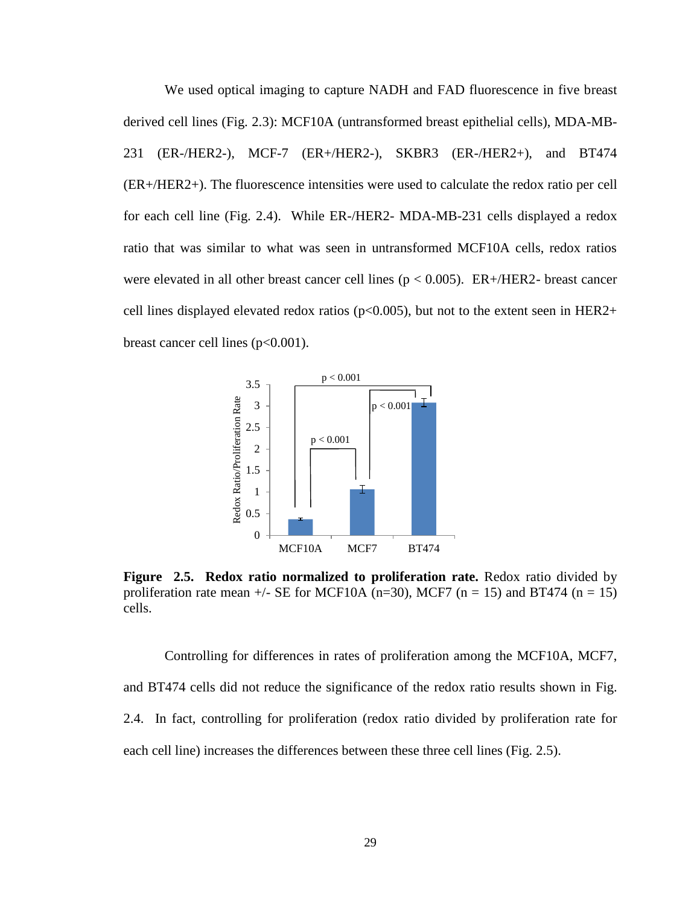We used optical imaging to capture NADH and FAD fluorescence in five breast derived cell lines (Fig. 2.3): MCF10A (untransformed breast epithelial cells), MDA-MB-231 (ER-/HER2-), MCF-7 (ER+/HER2-), SKBR3 (ER-/HER2+), and BT474 (ER+/HER2+). The fluorescence intensities were used to calculate the redox ratio per cell for each cell line (Fig. 2.4). While ER-/HER2- MDA-MB-231 cells displayed a redox ratio that was similar to what was seen in untransformed MCF10A cells, redox ratios were elevated in all other breast cancer cell lines ($p < 0.005$). ER+/HER2- breast cancer cell lines displayed elevated redox ratios ($p<0.005$), but not to the extent seen in HER2+ breast cancer cell lines ($p<0.001$).

**Figure 2.5. Redox ratio normalized to proliferation rate.** Redox ratio divided by proliferation rate mean +/- SE for MCF10A (n=30), MCF7 (n = 15) and BT474 (n = 15) cells.

Controlling for differences in rates of proliferation among the MCF10A, MCF7, and BT474 cells did not reduce the significance of the redox ratio results shown in Fig. 2.4. In fact, controlling for proliferation (redox ratio divided by proliferation rate for each cell line) increases the differences between these three cell lines (Fig. 2.5).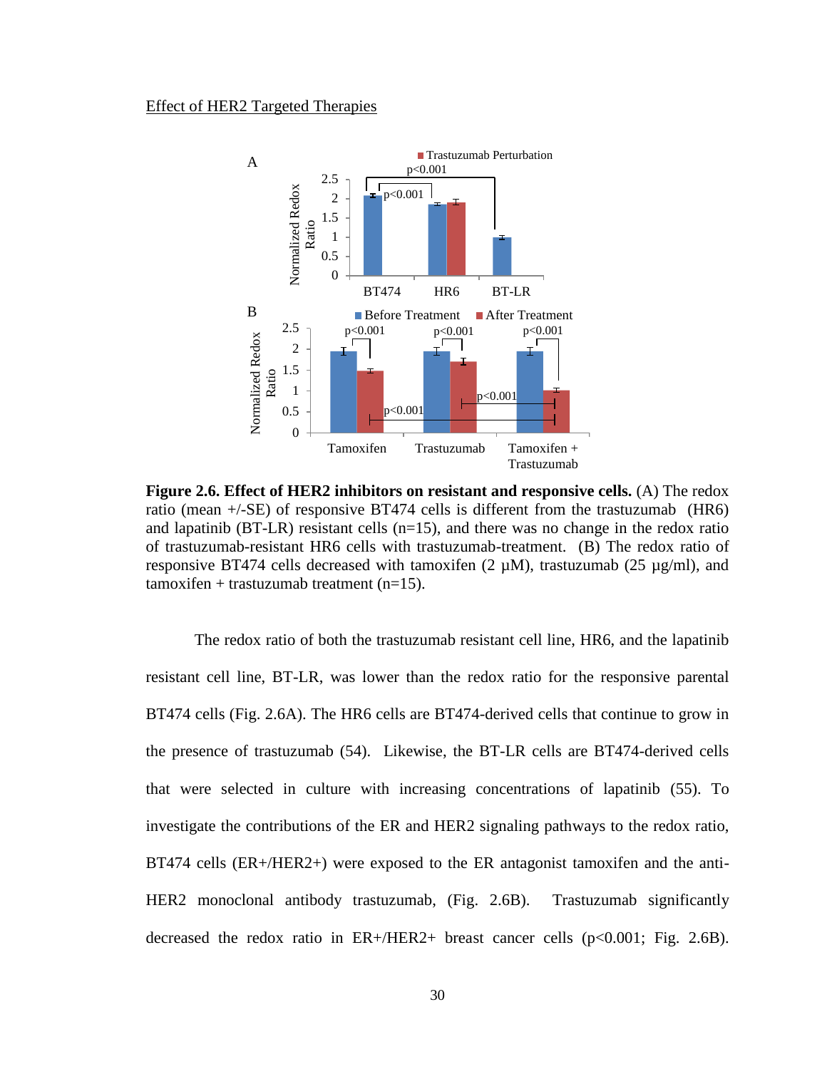Effect of HER2 Targeted Therapies

**Figure 2.6. Effect of HER2 inhibitors on resistant and responsive cells.** (A) The redox ratio (mean +/-SE) of responsive BT474 cells is different from the trastuzumab (HR6) and lapatinib (BT-LR) resistant cells (n=15), and there was no change in the redox ratio of trastuzumab-resistant HR6 cells with trastuzumab-treatment. (B) The redox ratio of responsive BT474 cells decreased with tamoxifen (2 μM), trastuzumab (25 μg/ml), and tamoxifen + trastuzumab treatment (n=15).

The redox ratio of both the trastuzumab resistant cell line, HR6, and the lapatinib resistant cell line, BT-LR, was lower than the redox ratio for the responsive parental BT474 cells (Fig. 2.6A). The HR6 cells are BT474-derived cells that continue to grow in the presence of trastuzumab (54). Likewise, the BT-LR cells are BT474-derived cells that were selected in culture with increasing concentrations of lapatinib (55). To investigate the contributions of the ER and HER2 signaling pathways to the redox ratio, BT474 cells (ER+/HER2+) were exposed to the ER antagonist tamoxifen and the anti-HER2 monoclonal antibody trastuzumab, (Fig. 2.6B). Trastuzumab significantly decreased the redox ratio in ER+/HER2+ breast cancer cells ($p<0.001$; Fig. 2.6B).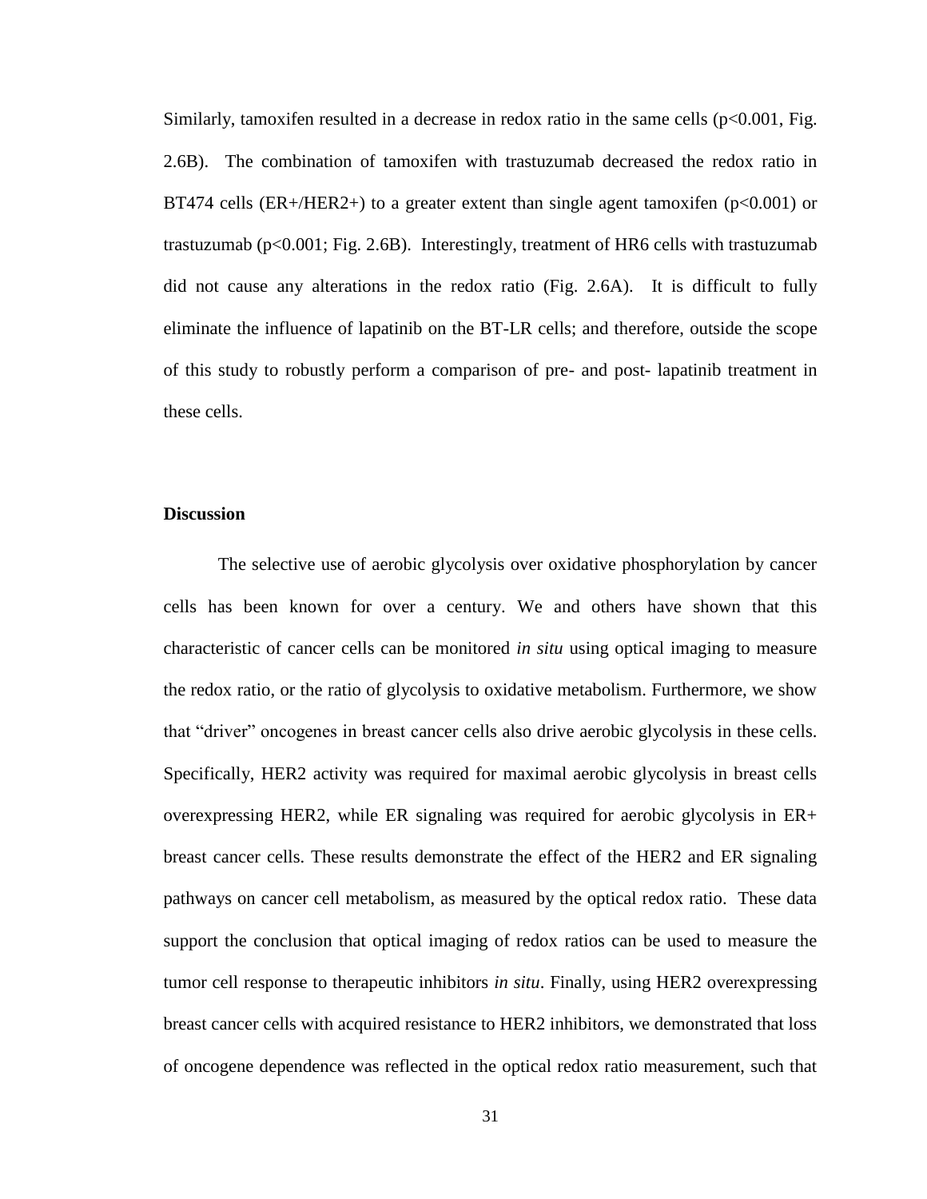Similarly, tamoxifen resulted in a decrease in redox ratio in the same cells ($p<0.001$, Fig. 2.6B). The combination of tamoxifen with trastuzumab decreased the redox ratio in BT474 cells (ER+/HER2+) to a greater extent than single agent tamoxifen ($p<0.001$) or trastuzumab ($p<0.001$; Fig. 2.6B). Interestingly, treatment of HR6 cells with trastuzumab did not cause any alterations in the redox ratio (Fig. 2.6A). It is difficult to fully eliminate the influence of lapatinib on the BT-LR cells; and therefore, outside the scope of this study to robustly perform a comparison of pre- and post- lapatinib treatment in these cells.

## Discussion

The selective use of aerobic glycolysis over oxidative phosphorylation by cancer cells has been known for over a century. We and others have shown that this characteristic of cancer cells can be monitored *in situ* using optical imaging to measure the redox ratio, or the ratio of glycolysis to oxidative metabolism. Furthermore, we show that "driver" oncogenes in breast cancer cells also drive aerobic glycolysis in these cells. Specifically, HER2 activity was required for maximal aerobic glycolysis in breast cells overexpressing HER2, while ER signaling was required for aerobic glycolysis in ER+ breast cancer cells. These results demonstrate the effect of the HER2 and ER signaling pathways on cancer cell metabolism, as measured by the optical redox ratio. These data support the conclusion that optical imaging of redox ratios can be used to measure the tumor cell response to therapeutic inhibitors *in situ*. Finally, using HER2 overexpressing breast cancer cells with acquired resistance to HER2 inhibitors, we demonstrated that loss of oncogene dependence was reflected in the optical redox ratio measurement, such that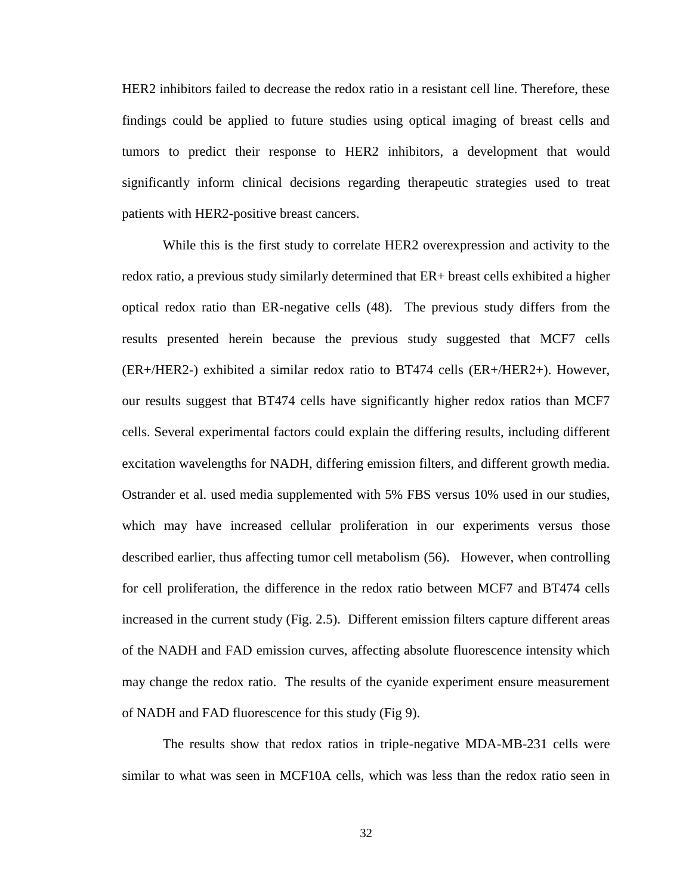HER2 inhibitors failed to decrease the redox ratio in a resistant cell line. Therefore, these findings could be applied to future studies using optical imaging of breast cells and tumors to predict their response to HER2 inhibitors, a development that would significantly inform clinical decisions regarding therapeutic strategies used to treat patients with HER2-positive breast cancers.

While this is the first study to correlate HER2 overexpression and activity to the redox ratio, a previous study similarly determined that ER+ breast cells exhibited a higher optical redox ratio than ER-negative cells (48). The previous study differs from the results presented herein because the previous study suggested that MCF7 cells (ER+/HER2-) exhibited a similar redox ratio to BT474 cells (ER+/HER2+). However, our results suggest that BT474 cells have significantly higher redox ratios than MCF7 cells. Several experimental factors could explain the differing results, including different excitation wavelengths for NADH, differing emission filters, and different growth media. Ostrander et al. used media supplemented with 5% FBS versus 10% used in our studies, which may have increased cellular proliferation in our experiments versus those described earlier, thus affecting tumor cell metabolism (56). However, when controlling for cell proliferation, the difference in the redox ratio between MCF7 and BT474 cells increased in the current study (Fig. 2.5). Different emission filters capture different areas of the NADH and FAD emission curves, affecting absolute fluorescence intensity which may change the redox ratio. The results of the cyanide experiment ensure measurement of NADH and FAD fluorescence for this study (Fig 9).

The results show that redox ratios in triple-negative MDA-MB-231 cells were similar to what was seen in MCF10A cells, which was less than the redox ratio seen in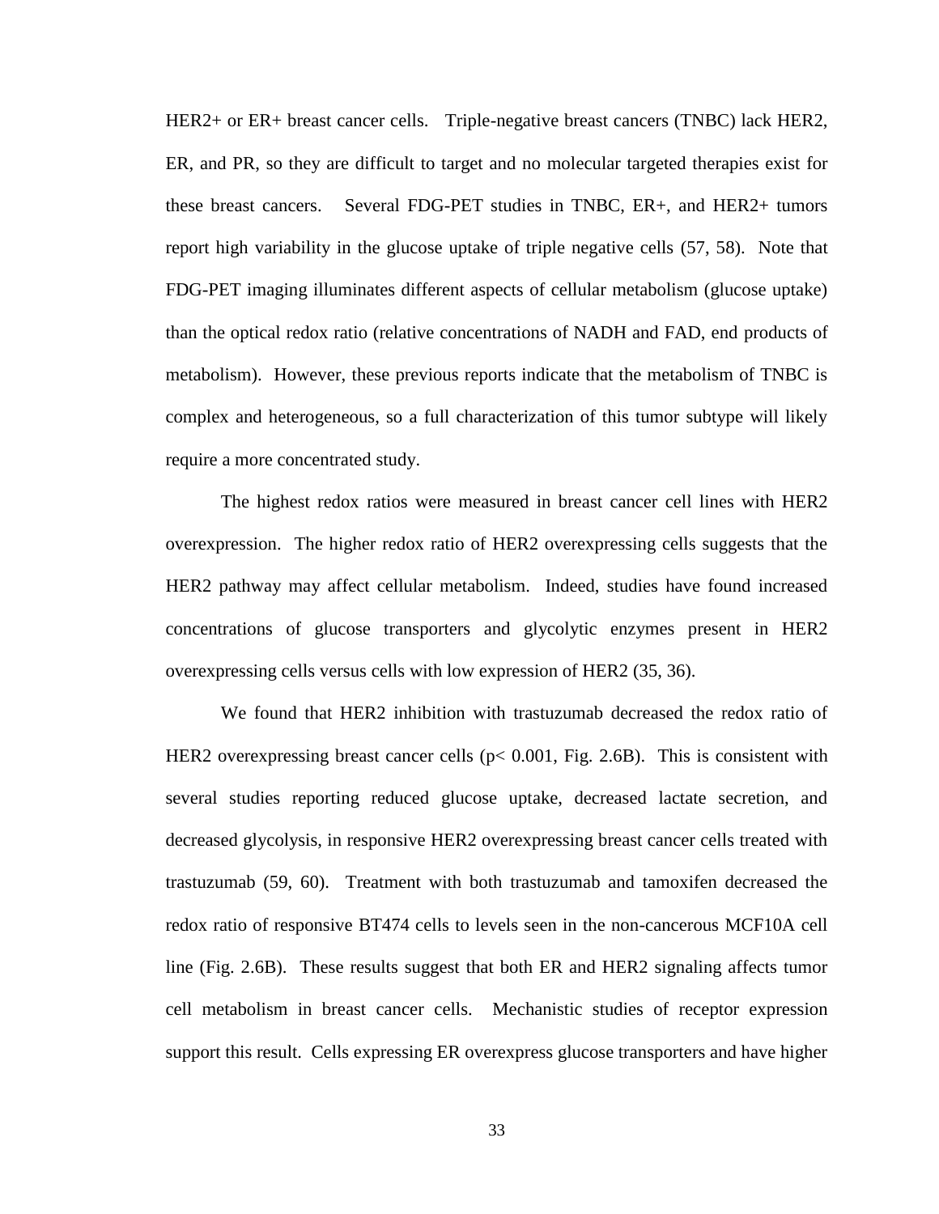HER2+ or ER+ breast cancer cells. Triple-negative breast cancers (TNBC) lack HER2, ER, and PR, so they are difficult to target and no molecular targeted therapies exist for these breast cancers. Several FDG-PET studies in TNBC, ER+, and HER2+ tumors report high variability in the glucose uptake of triple negative cells (57, 58). Note that FDG-PET imaging illuminates different aspects of cellular metabolism (glucose uptake) than the optical redox ratio (relative concentrations of NADH and FAD, end products of metabolism). However, these previous reports indicate that the metabolism of TNBC is complex and heterogeneous, so a full characterization of this tumor subtype will likely require a more concentrated study.

The highest redox ratios were measured in breast cancer cell lines with HER2 overexpression. The higher redox ratio of HER2 overexpressing cells suggests that the HER2 pathway may affect cellular metabolism. Indeed, studies have found increased concentrations of glucose transporters and glycolytic enzymes present in HER2 overexpressing cells versus cells with low expression of HER2 (35, 36).

We found that HER2 inhibition with trastuzumab decreased the redox ratio of HER2 overexpressing breast cancer cells ($p < 0.001$, Fig. 2.6B). This is consistent with several studies reporting reduced glucose uptake, decreased lactate secretion, and decreased glycolysis, in responsive HER2 overexpressing breast cancer cells treated with trastuzumab (59, 60). Treatment with both trastuzumab and tamoxifen decreased the redox ratio of responsive BT474 cells to levels seen in the non-cancerous MCF10A cell line (Fig. 2.6B). These results suggest that both ER and HER2 signaling affects tumor cell metabolism in breast cancer cells. Mechanistic studies of receptor expression support this result. Cells expressing ER overexpress glucose transporters and have higher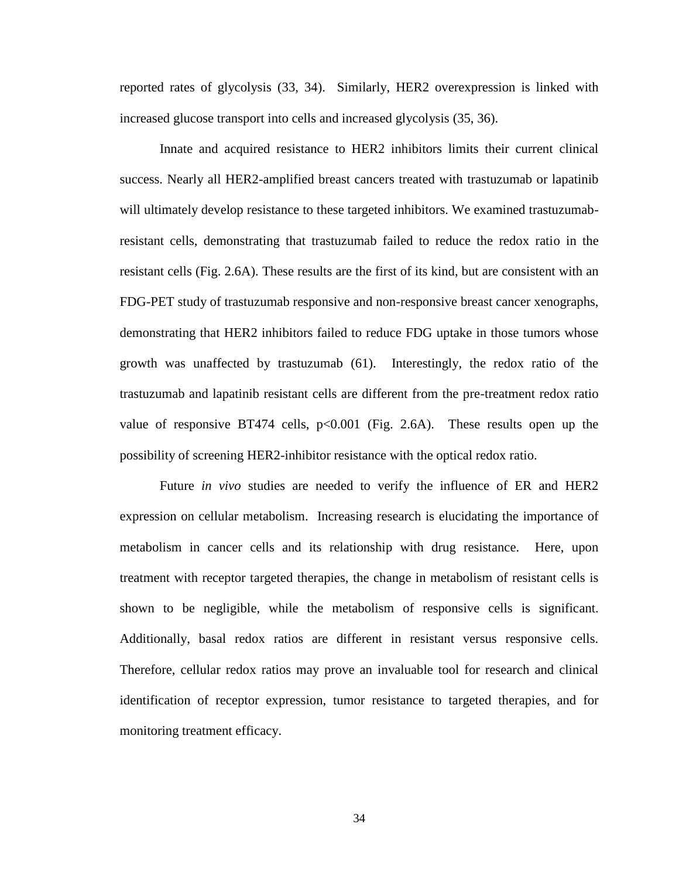reported rates of glycolysis (33, 34). Similarly, HER2 overexpression is linked with increased glucose transport into cells and increased glycolysis (35, 36).

Innate and acquired resistance to HER2 inhibitors limits their current clinical success. Nearly all HER2-amplified breast cancers treated with trastuzumab or lapatinib will ultimately develop resistance to these targeted inhibitors. We examined trastuzumab-resistant cells, demonstrating that trastuzumab failed to reduce the redox ratio in the resistant cells (Fig. 2.6A). These results are the first of its kind, but are consistent with an FDG-PET study of trastuzumab responsive and non-responsive breast cancer xenographs, demonstrating that HER2 inhibitors failed to reduce FDG uptake in those tumors whose growth was unaffected by trastuzumab (61). Interestingly, the redox ratio of the trastuzumab and lapatinib resistant cells are different from the pre-treatment redox ratio value of responsive BT474 cells, $p<0.001$ (Fig. 2.6A). These results open up the possibility of screening HER2-inhibitor resistance with the optical redox ratio.

Future *in vivo* studies are needed to verify the influence of ER and HER2 expression on cellular metabolism. Increasing research is elucidating the importance of metabolism in cancer cells and its relationship with drug resistance. Here, upon treatment with receptor targeted therapies, the change in metabolism of resistant cells is shown to be negligible, while the metabolism of responsive cells is significant. Additionally, basal redox ratios are different in resistant versus responsive cells. Therefore, cellular redox ratios may prove an invaluable tool for research and clinical identification of receptor expression, tumor resistance to targeted therapies, and for monitoring treatment efficacy.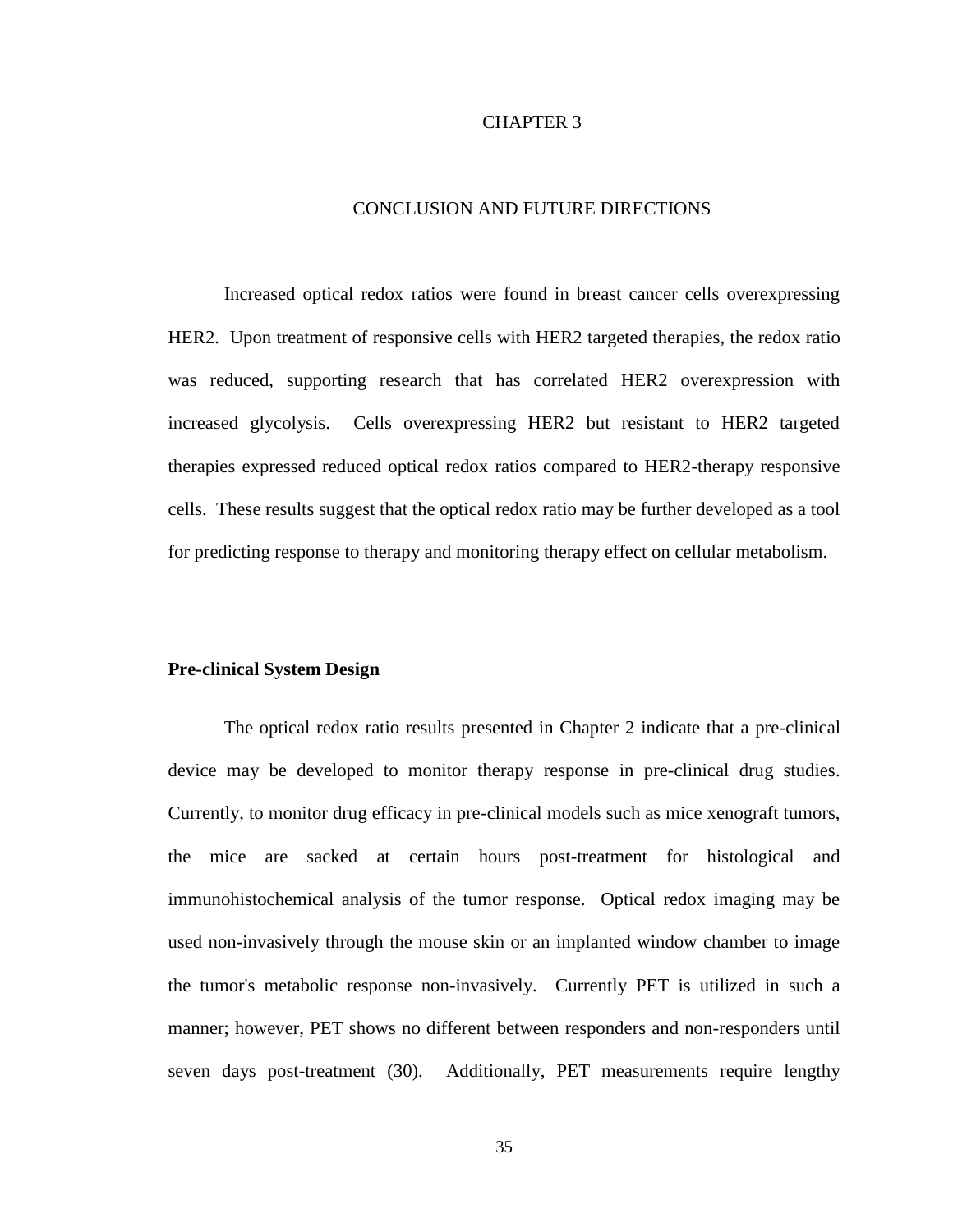# CHAPTER 3

## CONCLUSION AND FUTURE DIRECTIONS

Increased optical redox ratios were found in breast cancer cells overexpressing HER2. Upon treatment of responsive cells with HER2 targeted therapies, the redox ratio was reduced, supporting research that has correlated HER2 overexpression with increased glycolysis. Cells overexpressing HER2 but resistant to HER2 targeted therapies expressed reduced optical redox ratios compared to HER2-therapy responsive cells. These results suggest that the optical redox ratio may be further developed as a tool for predicting response to therapy and monitoring therapy effect on cellular metabolism.

### Pre-clinical System Design

The optical redox ratio results presented in Chapter 2 indicate that a pre-clinical device may be developed to monitor therapy response in pre-clinical drug studies. Currently, to monitor drug efficacy in pre-clinical models such as mice xenograft tumors, the mice are sacked at certain hours post-treatment for histological and immunohistochemical analysis of the tumor response. Optical redox imaging may be used non-invasively through the mouse skin or an implanted window chamber to image the tumor's metabolic response non-invasively. Currently PET is utilized in such a manner; however, PET shows no different between responders and non-responders until seven days post-treatment (30). Additionally, PET measurements require lengthy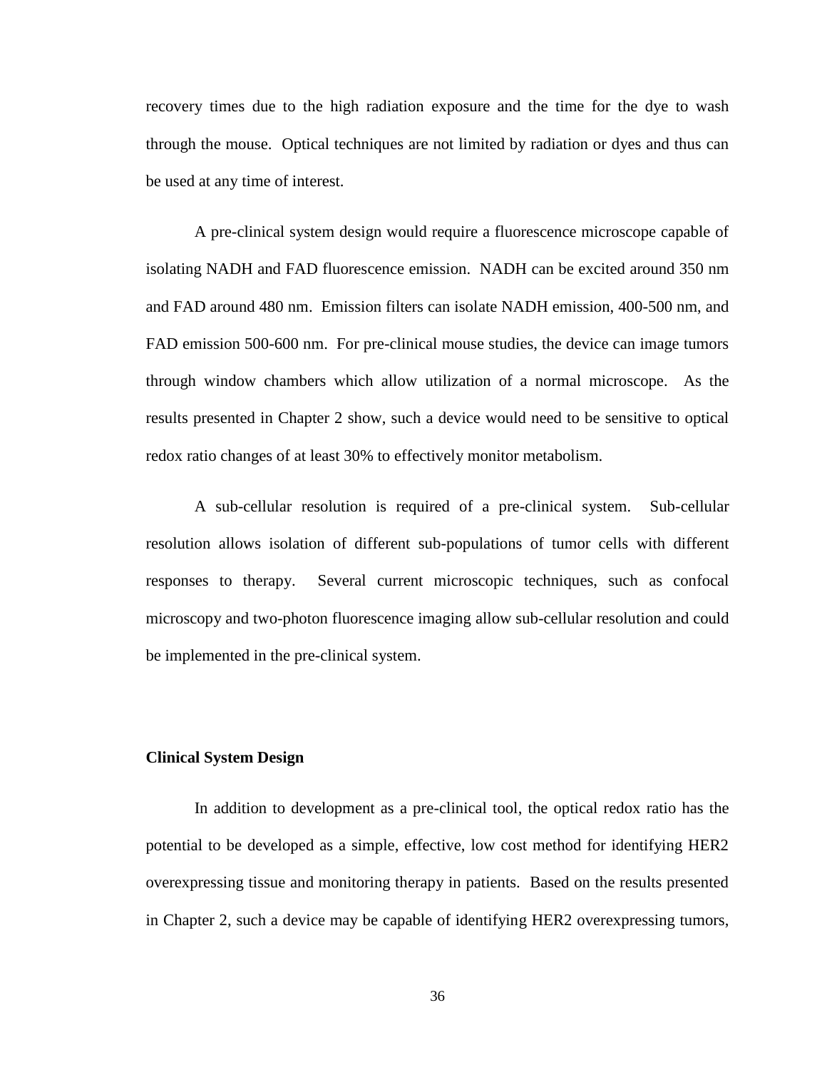recovery times due to the high radiation exposure and the time for the dye to wash through the mouse. Optical techniques are not limited by radiation or dyes and thus can be used at any time of interest.

A pre-clinical system design would require a fluorescence microscope capable of isolating NADH and FAD fluorescence emission. NADH can be excited around 350 nm and FAD around 480 nm. Emission filters can isolate NADH emission, 400-500 nm, and FAD emission 500-600 nm. For pre-clinical mouse studies, the device can image tumors through window chambers which allow utilization of a normal microscope. As the results presented in Chapter 2 show, such a device would need to be sensitive to optical redox ratio changes of at least 30% to effectively monitor metabolism.

A sub-cellular resolution is required of a pre-clinical system. Sub-cellular resolution allows isolation of different sub-populations of tumor cells with different responses to therapy. Several current microscopic techniques, such as confocal microscopy and two-photon fluorescence imaging allow sub-cellular resolution and could be implemented in the pre-clinical system.

**Clinical System Design**

In addition to development as a pre-clinical tool, the optical redox ratio has the potential to be developed as a simple, effective, low cost method for identifying HER2 overexpressing tissue and monitoring therapy in patients. Based on the results presented in Chapter 2, such a device may be capable of identifying HER2 overexpressing tumors,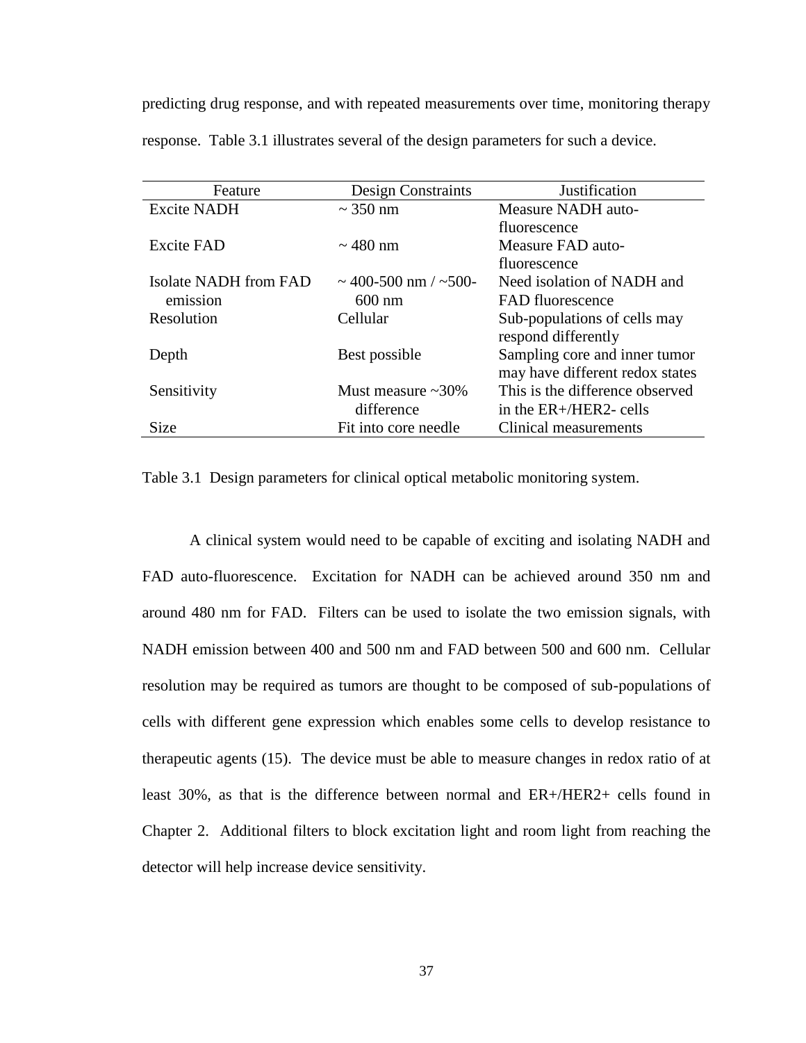predicting drug response, and with repeated measurements over time, monitoring therapy response. Table 3.1 illustrates several of the design parameters for such a device.

| Feature | Design Constraints | Justification |
|---|---|---|
| Excite NADH | ~ 350 nm | Measure NADH auto-fluorescence |
| Excite FAD | ~ 480 nm | Measure FAD auto-fluorescence |
| Isolate NADH from FAD emission | ~ 400-500 nm / ~500-600 nm | Need isolation of NADH and FAD fluorescence |
| Resolution | Cellular | Sub-populations of cells may respond differently |
| Depth | Best possible | Sampling core and inner tumor may have different redox states |
| Sensitivity | Must measure ~30% difference | This is the difference observed in the ER+/HER2- cells |
| Size | Fit into core needle | Clinical measurements |

Table 3.1 Design parameters for clinical optical metabolic monitoring system.

A clinical system would need to be capable of exciting and isolating NADH and FAD auto-fluorescence. Excitation for NADH can be achieved around 350 nm and around 480 nm for FAD. Filters can be used to isolate the two emission signals, with NADH emission between 400 and 500 nm and FAD between 500 and 600 nm. Cellular resolution may be required as tumors are thought to be composed of sub-populations of cells with different gene expression which enables some cells to develop resistance to therapeutic agents (15). The device must be able to measure changes in redox ratio of at least 30%, as that is the difference between normal and ER+/HER2+ cells found in Chapter 2. Additional filters to block excitation light and room light from reaching the detector will help increase device sensitivity.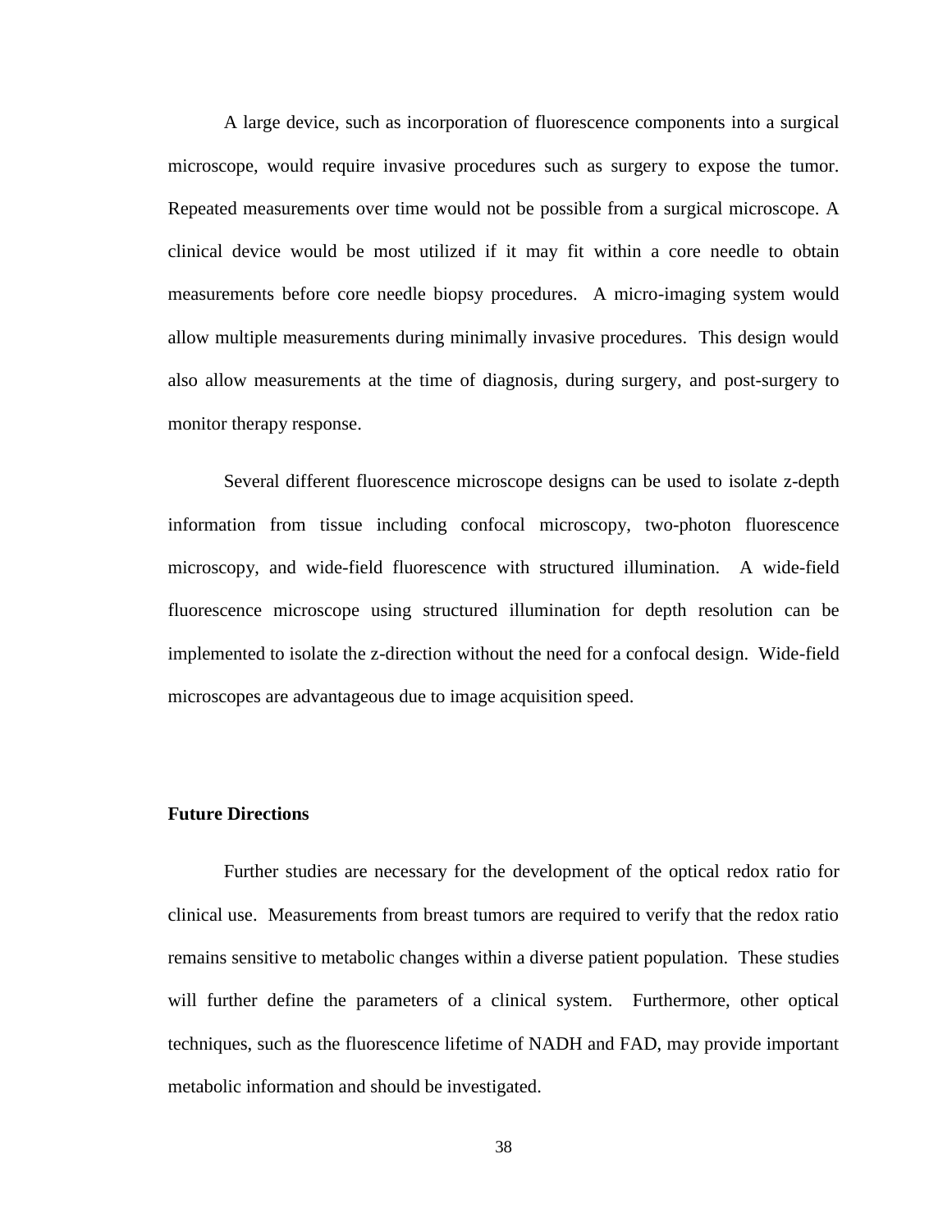A large device, such as incorporation of fluorescence components into a surgical microscope, would require invasive procedures such as surgery to expose the tumor. Repeated measurements over time would not be possible from a surgical microscope. A clinical device would be most utilized if it may fit within a core needle to obtain measurements before core needle biopsy procedures. A micro-imaging system would allow multiple measurements during minimally invasive procedures. This design would also allow measurements at the time of diagnosis, during surgery, and post-surgery to monitor therapy response.

Several different fluorescence microscope designs can be used to isolate z-depth information from tissue including confocal microscopy, two-photon fluorescence microscopy, and wide-field fluorescence with structured illumination. A wide-field fluorescence microscope using structured illumination for depth resolution can be implemented to isolate the z-direction without the need for a confocal design. Wide-field microscopes are advantageous due to image acquisition speed.

**Future Directions**

Further studies are necessary for the development of the optical redox ratio for clinical use. Measurements from breast tumors are required to verify that the redox ratio remains sensitive to metabolic changes within a diverse patient population. These studies will further define the parameters of a clinical system. Furthermore, other optical techniques, such as the fluorescence lifetime of NADH and FAD, may provide important metabolic information and should be investigated.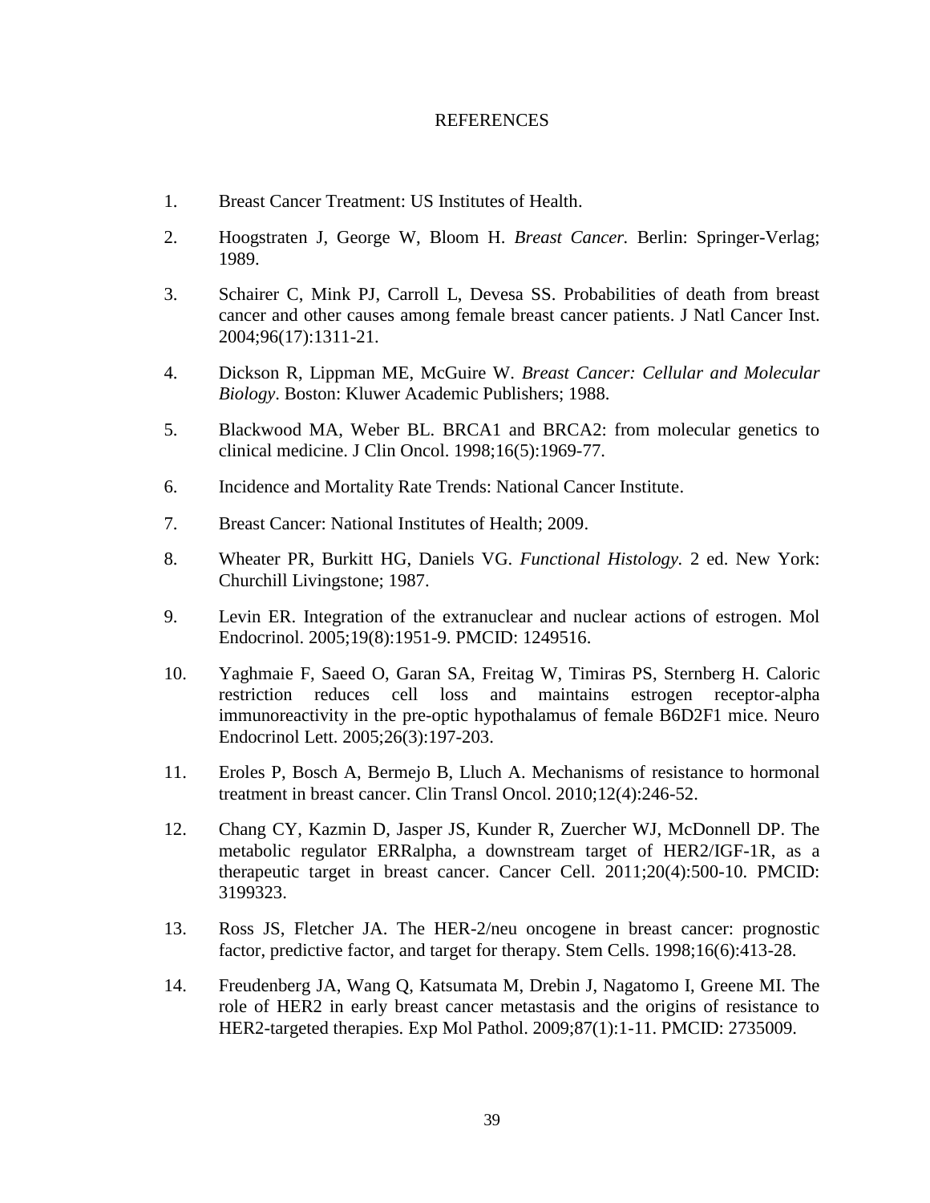# REFERENCES

1. Breast Cancer Treatment: US Institutes of Health.

2. Hoogstraten J, George W, Bloom H. *Breast Cancer.* Berlin: Springer-Verlag; 1989.

3. Schairer C, Mink PJ, Carroll L, Devesa SS. Probabilities of death from breast cancer and other causes among female breast cancer patients. J Natl Cancer Inst. 2004;96(17):1311-21.

4. Dickson R, Lippman ME, McGuire W. *Breast Cancer: Cellular and Molecular Biology*. Boston: Kluwer Academic Publishers; 1988.

5. Blackwood MA, Weber BL. BRCA1 and BRCA2: from molecular genetics to clinical medicine. J Clin Oncol. 1998;16(5):1969-77.

6. Incidence and Mortality Rate Trends: National Cancer Institute.

7. Breast Cancer: National Institutes of Health; 2009.

8. Wheater PR, Burkitt HG, Daniels VG. *Functional Histology.* 2 ed. New York: Churchill Livingstone; 1987.

9. Levin ER. Integration of the extranuclear and nuclear actions of estrogen. Mol Endocrinol. 2005;19(8):1951-9. PMCID: 1249516.

10. Yaghmaie F, Saeed O, Garan SA, Freitag W, Timiras PS, Sternberg H. Caloric restriction reduces cell loss and maintains estrogen receptor-alpha immunoreactivity in the pre-optic hypothalamus of female B6D2F1 mice. Neuro Endocrinol Lett. 2005;26(3):197-203.

11. Eroles P, Bosch A, Bermejo B, Lluch A. Mechanisms of resistance to hormonal treatment in breast cancer. Clin Transl Oncol. 2010;12(4):246-52.

12. Chang CY, Kazmin D, Jasper JS, Kunder R, Zuercher WJ, McDonnell DP. The metabolic regulator ERRalpha, a downstream target of HER2/IGF-1R, as a therapeutic target in breast cancer. Cancer Cell. 2011;20(4):500-10. PMCID: 3199323.

13. Ross JS, Fletcher JA. The HER-2/neu oncogene in breast cancer: prognostic factor, predictive factor, and target for therapy. Stem Cells. 1998;16(6):413-28.

14. Freudenberg JA, Wang Q, Katsumata M, Drebin J, Nagatomo I, Greene MI. The role of HER2 in early breast cancer metastasis and the origins of resistance to HER2-targeted therapies. Exp Mol Pathol. 2009;87(1):1-11. PMCID: 2735009.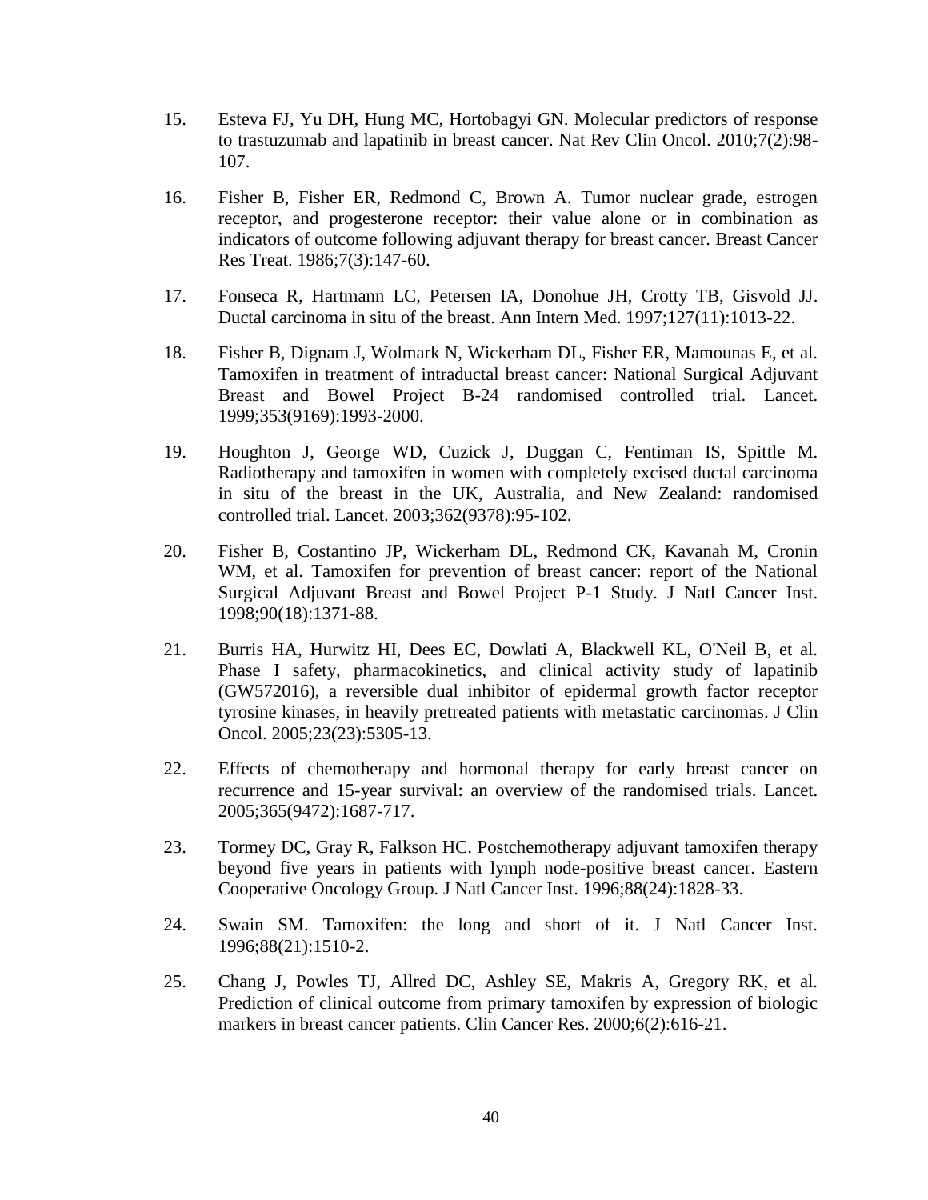15. Esteva FJ, Yu DH, Hung MC, Hortobagyi GN. Molecular predictors of response to trastuzumab and lapatinib in breast cancer. Nat Rev Clin Oncol. 2010;7(2):98-107.

16. Fisher B, Fisher ER, Redmond C, Brown A. Tumor nuclear grade, estrogen receptor, and progesterone receptor: their value alone or in combination as indicators of outcome following adjuvant therapy for breast cancer. Breast Cancer Res Treat. 1986;7(3):147-60.

17. Fonseca R, Hartmann LC, Petersen IA, Donohue JH, Crotty TB, Gisvold JJ. Ductal carcinoma in situ of the breast. Ann Intern Med. 1997;127(11):1013-22.

18. Fisher B, Dignam J, Wolmark N, Wickerham DL, Fisher ER, Mamounas E, et al. Tamoxifen in treatment of intraductal breast cancer: National Surgical Adjuvant Breast and Bowel Project B-24 randomised controlled trial. Lancet. 1999;353(9169):1993-2000.

19. Houghton J, George WD, Cuzick J, Duggan C, Fentiman IS, Spittle M. Radiotherapy and tamoxifen in women with completely excised ductal carcinoma in situ of the breast in the UK, Australia, and New Zealand: randomised controlled trial. Lancet. 2003;362(9378):95-102.

20. Fisher B, Costantino JP, Wickerham DL, Redmond CK, Kavanah M, Cronin WM, et al. Tamoxifen for prevention of breast cancer: report of the National Surgical Adjuvant Breast and Bowel Project P-1 Study. J Natl Cancer Inst. 1998;90(18):1371-88.

21. Burris HA, Hurwitz HI, Dees EC, Dowlati A, Blackwell KL, O'Neil B, et al. Phase I safety, pharmacokinetics, and clinical activity study of lapatinib (GW572016), a reversible dual inhibitor of epidermal growth factor receptor tyrosine kinases, in heavily pretreated patients with metastatic carcinomas. J Clin Oncol. 2005;23(23):5305-13.

22. Effects of chemotherapy and hormonal therapy for early breast cancer on recurrence and 15-year survival: an overview of the randomised trials. Lancet. 2005;365(9472):1687-717.

23. Tormey DC, Gray R, Falkson HC. Postchemotherapy adjuvant tamoxifen therapy beyond five years in patients with lymph node-positive breast cancer. Eastern Cooperative Oncology Group. J Natl Cancer Inst. 1996;88(24):1828-33.

24. Swain SM. Tamoxifen: the long and short of it. J Natl Cancer Inst. 1996;88(21):1510-2.

25. Chang J, Powles TJ, Allred DC, Ashley SE, Makris A, Gregory RK, et al. Prediction of clinical outcome from primary tamoxifen by expression of biologic markers in breast cancer patients. Clin Cancer Res. 2000;6(2):616-21.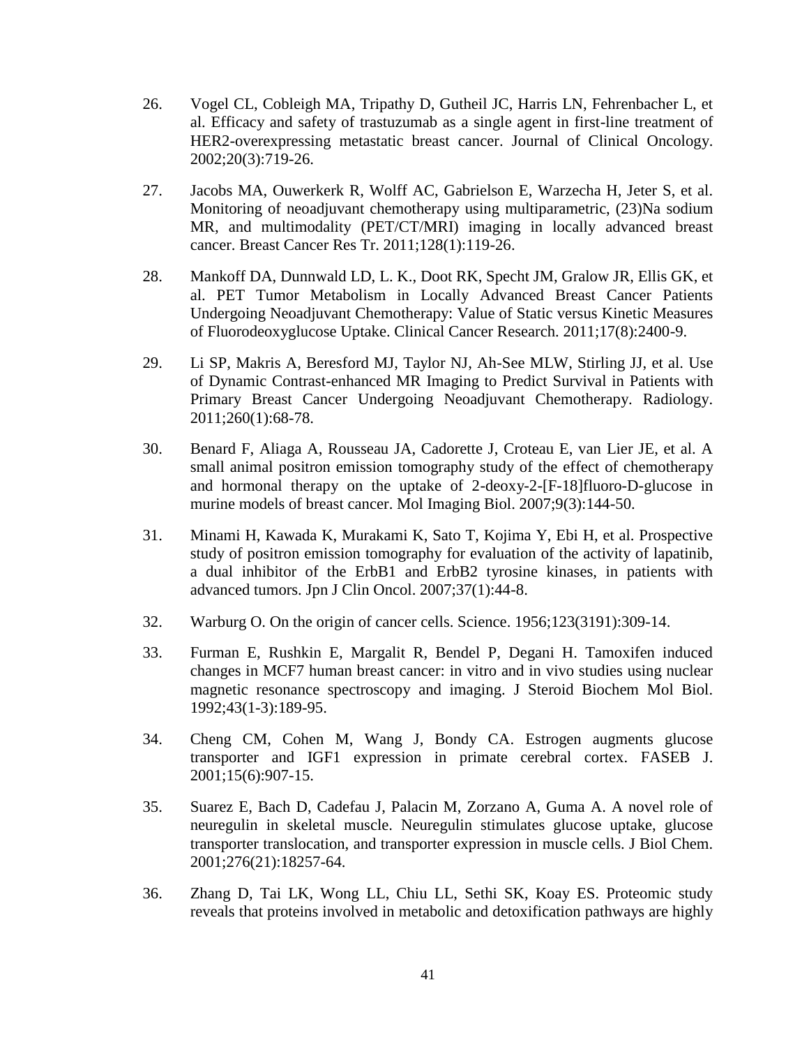26. Vogel CL, Cobleigh MA, Tripathy D, Gutheil JC, Harris LN, Fehrenbacher L, et al. Efficacy and safety of trastuzumab as a single agent in first-line treatment of HER2-overexpressing metastatic breast cancer. Journal of Clinical Oncology. 2002;20(3):719-26.

27. Jacobs MA, Ouwerkerk R, Wolff AC, Gabrielson E, Warzecha H, Jeter S, et al. Monitoring of neoadjuvant chemotherapy using multiparametric, (23)Na sodium MR, and multimodality (PET/CT/MRI) imaging in locally advanced breast cancer. Breast Cancer Res Tr. 2011;128(1):119-26.

28. Mankoff DA, Dunnwald LD, L. K., Doot RK, Specht JM, Gralow JR, Ellis GK, et al. PET Tumor Metabolism in Locally Advanced Breast Cancer Patients Undergoing Neoadjuvant Chemotherapy: Value of Static versus Kinetic Measures of Fluorodeoxyglucose Uptake. Clinical Cancer Research. 2011;17(8):2400-9.

29. Li SP, Makris A, Beresford MJ, Taylor NJ, Ah-See MLW, Stirling JJ, et al. Use of Dynamic Contrast-enhanced MR Imaging to Predict Survival in Patients with Primary Breast Cancer Undergoing Neoadjuvant Chemotherapy. Radiology. 2011;260(1):68-78.

30. Benard F, Aliaga A, Rousseau JA, Cadorette J, Croteau E, van Lier JE, et al. A small animal positron emission tomography study of the effect of chemotherapy and hormonal therapy on the uptake of 2-deoxy-2-[F-18]fluoro-D-glucose in murine models of breast cancer. Mol Imaging Biol. 2007;9(3):144-50.

31. Minami H, Kawada K, Murakami K, Sato T, Kojima Y, Ebi H, et al. Prospective study of positron emission tomography for evaluation of the activity of lapatinib, a dual inhibitor of the ErbB1 and ErbB2 tyrosine kinases, in patients with advanced tumors. Jpn J Clin Oncol. 2007;37(1):44-8.

32. Warburg O. On the origin of cancer cells. Science. 1956;123(3191):309-14.

33. Furman E, Rushkin E, Margalit R, Bendel P, Degani H. Tamoxifen induced changes in MCF7 human breast cancer: in vitro and in vivo studies using nuclear magnetic resonance spectroscopy and imaging. J Steroid Biochem Mol Biol. 1992;43(1-3):189-95.

34. Cheng CM, Cohen M, Wang J, Bondy CA. Estrogen augments glucose transporter and IGF1 expression in primate cerebral cortex. FASEB J. 2001;15(6):907-15.

35. Suarez E, Bach D, Cadefau J, Palacin M, Zorzano A, Guma A. A novel role of neuregulin in skeletal muscle. Neuregulin stimulates glucose uptake, glucose transporter translocation, and transporter expression in muscle cells. J Biol Chem. 2001;276(21):18257-64.

36. Zhang D, Tai LK, Wong LL, Chiu LL, Sethi SK, Koay ES. Proteomic study reveals that proteins involved in metabolic and detoxification pathways are highly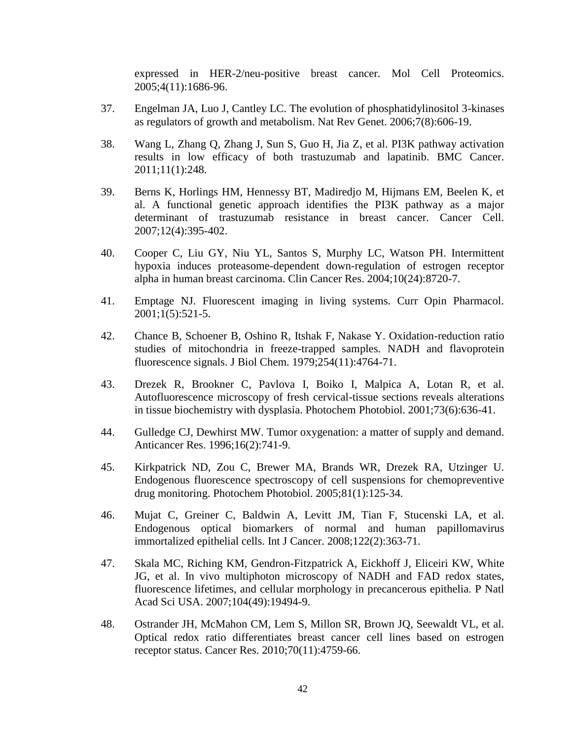expressed in HER-2/neu-positive breast cancer. Mol Cell Proteomics. 2005;4(11):1686-96.

37. Engelman JA, Luo J, Cantley LC. The evolution of phosphatidylinositol 3-kinases as regulators of growth and metabolism. Nat Rev Genet. 2006;7(8):606-19.

38. Wang L, Zhang Q, Zhang J, Sun S, Guo H, Jia Z, et al. PI3K pathway activation results in low efficacy of both trastuzumab and lapatinib. BMC Cancer. 2011;11(1):248.

39. Berns K, Horlings HM, Hennessy BT, Madiredjo M, Hijmans EM, Beelen K, et al. A functional genetic approach identifies the PI3K pathway as a major determinant of trastuzumab resistance in breast cancer. Cancer Cell. 2007;12(4):395-402.

40. Cooper C, Liu GY, Niu YL, Santos S, Murphy LC, Watson PH. Intermittent hypoxia induces proteasome-dependent down-regulation of estrogen receptor alpha in human breast carcinoma. Clin Cancer Res. 2004;10(24):8720-7.

41. Emptage NJ. Fluorescent imaging in living systems. Curr Opin Pharmacol. 2001;1(5):521-5.

42. Chance B, Schoener B, Oshino R, Itshak F, Nakase Y. Oxidation-reduction ratio studies of mitochondria in freeze-trapped samples. NADH and flavoprotein fluorescence signals. J Biol Chem. 1979;254(11):4764-71.

43. Drezek R, Brookner C, Pavlova I, Boiko I, Malpica A, Lotan R, et al. Autofluorescence microscopy of fresh cervical-tissue sections reveals alterations in tissue biochemistry with dysplasia. Photochem Photobiol. 2001;73(6):636-41.

44. Gulledge CJ, Dewhirst MW. Tumor oxygenation: a matter of supply and demand. Anticancer Res. 1996;16(2):741-9.

45. Kirkpatrick ND, Zou C, Brewer MA, Brands WR, Drezek RA, Utzinger U. Endogenous fluorescence spectroscopy of cell suspensions for chemopreventive drug monitoring. Photochem Photobiol. 2005;81(1):125-34.

46. Mujat C, Greiner C, Baldwin A, Levitt JM, Tian F, Stucenski LA, et al. Endogenous optical biomarkers of normal and human papillomavirus immortalized epithelial cells. Int J Cancer. 2008;122(2):363-71.

47. Skala MC, Riching KM, Gendron-Fitzpatrick A, Eickhoff J, Eliceiri KW, White JG, et al. In vivo multiphoton microscopy of NADH and FAD redox states, fluorescence lifetimes, and cellular morphology in precancerous epithelia. P Natl Acad Sci USA. 2007;104(49):19494-9.

48. Ostrander JH, McMahon CM, Lem S, Millon SR, Brown JQ, Seewaldt VL, et al. Optical redox ratio differentiates breast cancer cell lines based on estrogen receptor status. Cancer Res. 2010;70(11):4759-66.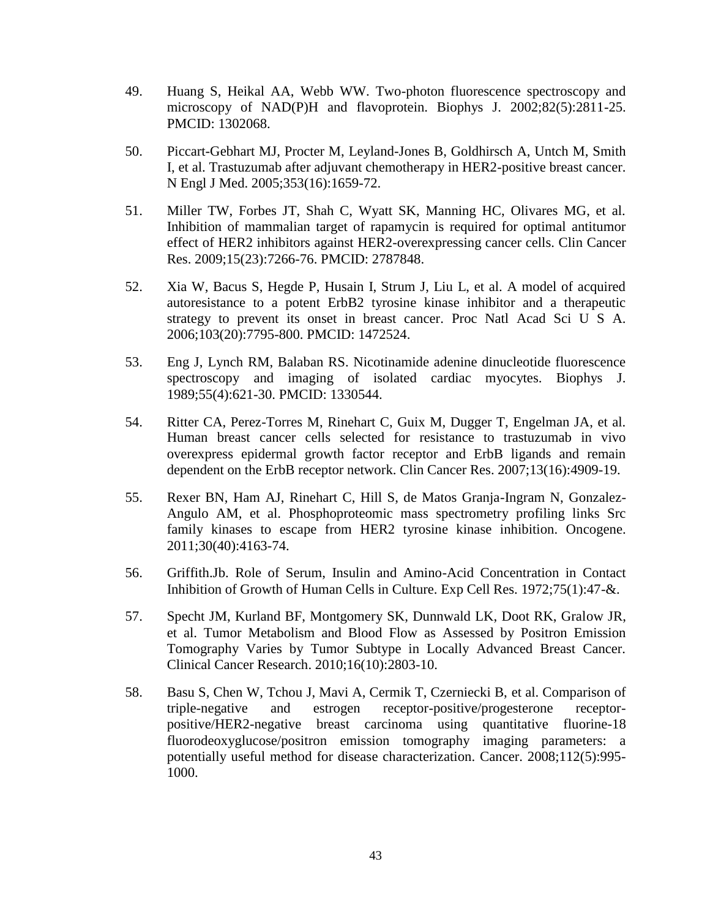49. Huang S, Heikal AA, Webb WW. Two-photon fluorescence spectroscopy and microscopy of NAD(P)H and flavoprotein. Biophys J. 2002;82(5):2811-25. PMCID: 1302068.

50. Piccart-Gebhart MJ, Procter M, Leyland-Jones B, Goldhirsch A, Untch M, Smith I, et al. Trastuzumab after adjuvant chemotherapy in HER2-positive breast cancer. N Engl J Med. 2005;353(16):1659-72.

51. Miller TW, Forbes JT, Shah C, Wyatt SK, Manning HC, Olivares MG, et al. Inhibition of mammalian target of rapamycin is required for optimal antitumor effect of HER2 inhibitors against HER2-overexpressing cancer cells. Clin Cancer Res. 2009;15(23):7266-76. PMCID: 2787848.

52. Xia W, Bacus S, Hegde P, Husain I, Strum J, Liu L, et al. A model of acquired autoresistance to a potent ErbB2 tyrosine kinase inhibitor and a therapeutic strategy to prevent its onset in breast cancer. Proc Natl Acad Sci U S A. 2006;103(20):7795-800. PMCID: 1472524.

53. Eng J, Lynch RM, Balaban RS. Nicotinamide adenine dinucleotide fluorescence spectroscopy and imaging of isolated cardiac myocytes. Biophys J. 1989;55(4):621-30. PMCID: 1330544.

54. Ritter CA, Perez-Torres M, Rinehart C, Guix M, Dugger T, Engelman JA, et al. Human breast cancer cells selected for resistance to trastuzumab in vivo overexpress epidermal growth factor receptor and ErbB ligands and remain dependent on the ErbB receptor network. Clin Cancer Res. 2007;13(16):4909-19.

55. Rexer BN, Ham AJ, Rinehart C, Hill S, de Matos Granja-Ingram N, Gonzalez-Angulo AM, et al. Phosphoproteomic mass spectrometry profiling links Src family kinases to escape from HER2 tyrosine kinase inhibition. Oncogene. 2011;30(40):4163-74.

56. Griffith.Jb. Role of Serum, Insulin and Amino-Acid Concentration in Contact Inhibition of Growth of Human Cells in Culture. Exp Cell Res. 1972;75(1):47-&.

57. Specht JM, Kurland BF, Montgomery SK, Dunnwald LK, Doot RK, Gralow JR, et al. Tumor Metabolism and Blood Flow as Assessed by Positron Emission Tomography Varies by Tumor Subtype in Locally Advanced Breast Cancer. Clinical Cancer Research. 2010;16(10):2803-10.

58. Basu S, Chen W, Tchou J, Mavi A, Cermik T, Czerniecki B, et al. Comparison of triple-negative and estrogen receptor-positive/progesterone receptor-positive/HER2-negative breast carcinoma using quantitative fluorine-18 fluorodeoxyglucose/positron emission tomography imaging parameters: a potentially useful method for disease characterization. Cancer. 2008;112(5):995-1000.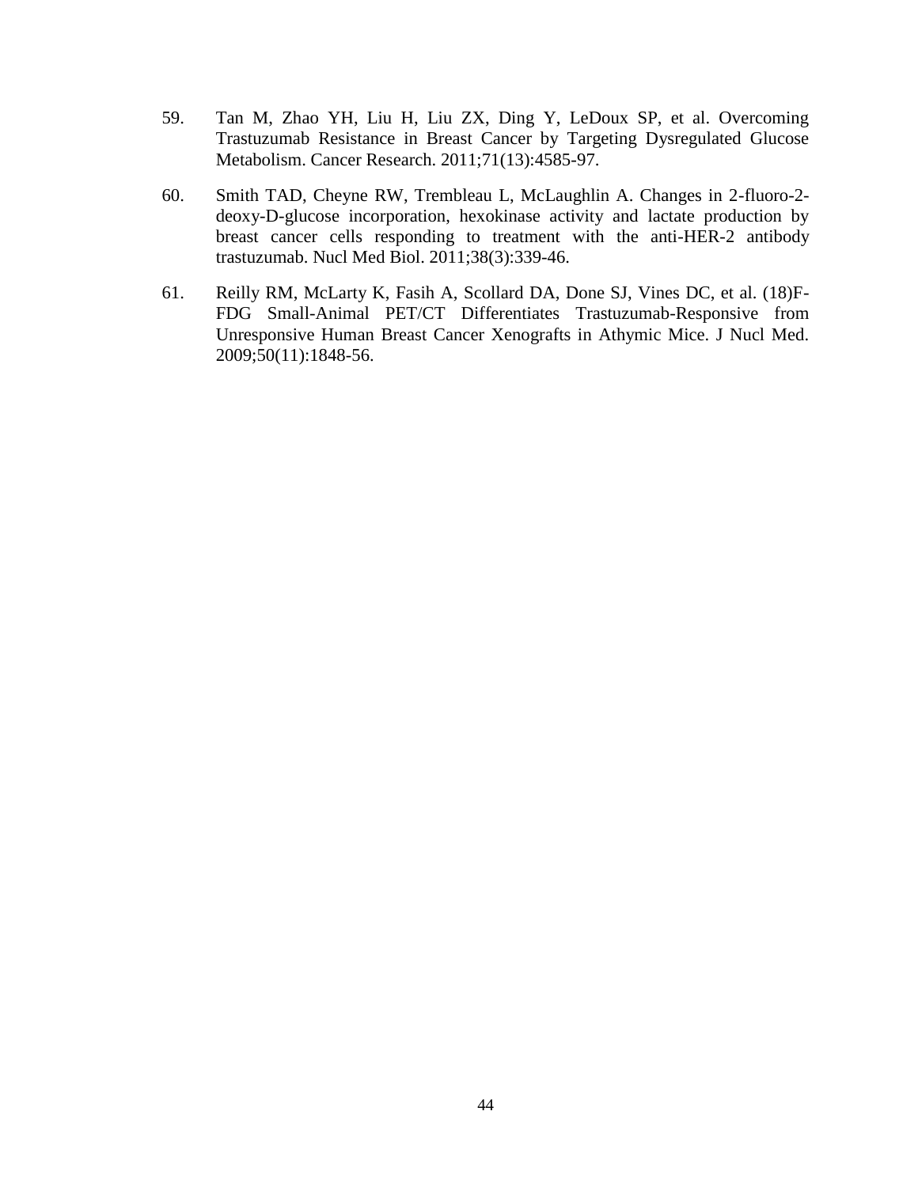59. Tan M, Zhao YH, Liu H, Liu ZX, Ding Y, LeDoux SP, et al. Overcoming Trastuzumab Resistance in Breast Cancer by Targeting Dysregulated Glucose Metabolism. Cancer Research. 2011;71(13):4585-97.

60. Smith TAD, Cheyne RW, Trembleau L, McLaughlin A. Changes in 2-fluoro-2-deoxy-D-glucose incorporation, hexokinase activity and lactate production by breast cancer cells responding to treatment with the anti-HER-2 antibody trastuzumab. Nucl Med Biol. 2011;38(3):339-46.

61. Reilly RM, McLarty K, Fasih A, Scollard DA, Done SJ, Vines DC, et al. (18)F-FDG Small-Animal PET/CT Differentiates Trastuzumab-Responsive from Unresponsive Human Breast Cancer Xenografts in Athymic Mice. J Nucl Med. 2009;50(11):1848-56.